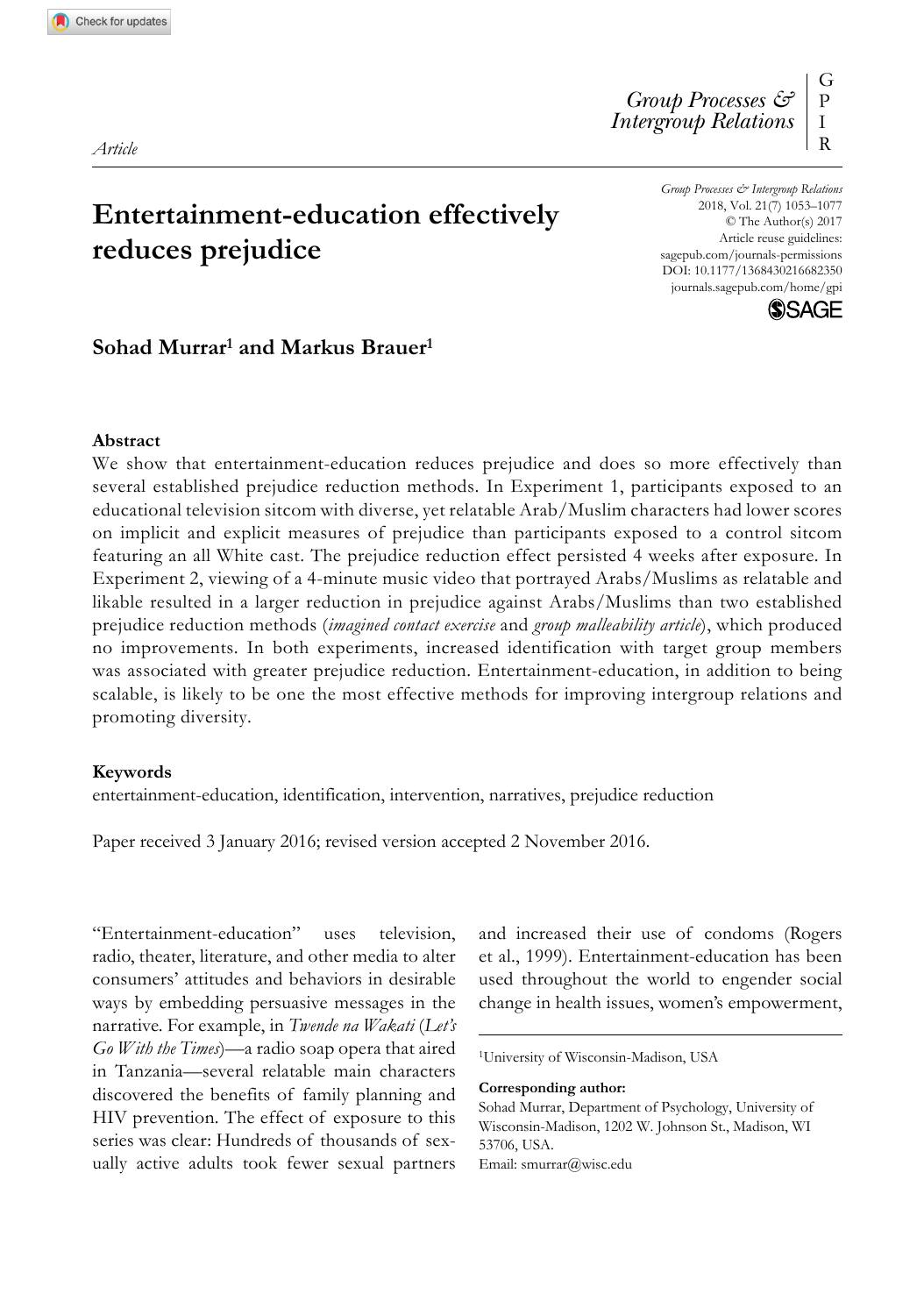*Article*

# Entertainment-education effectively reduces prejudice

**Sohad Murrar[1] and Markus Brauer[1]**

### Abstract

We show that entertainment-education reduces prejudice and does so more effectively than several established prejudice reduction methods. In Experiment 1, participants exposed to an educational television sitcom with diverse, yet relatable Arab/Muslim characters had lower scores on implicit and explicit measures of prejudice than participants exposed to a control sitcom featuring an all White cast. The prejudice reduction effect persisted 4 weeks after exposure. In Experiment 2, viewing of a 4-minute music video that portrayed Arabs/Muslims as relatable and likable resulted in a larger reduction in prejudice against Arabs/Muslims than two established prejudice reduction methods (*imagined contact exercise* and *group malleability article*), which produced no improvements. In both experiments, increased identification with target group members was associated with greater prejudice reduction. Entertainment-education, in addition to being scalable, is likely to be one the most effective methods for improving intergroup relations and promoting diversity.

### Keywords

entertainment-education, identification, intervention, narratives, prejudice reduction

Paper received 3 January 2016; revised version accepted 2 November 2016.

"Entertainment-education" uses television, radio, theater, literature, and other media to alter consumers' attitudes and behaviors in desirable ways by embedding persuasive messages in the narrative. For example, in *Twende na Wakati* (*Let's Go With the Times*)—a radio soap opera that aired in Tanzania—several relatable main characters discovered the benefits of family planning and HIV prevention. The effect of exposure to this series was clear: Hundreds of thousands of sexually active adults took fewer sexual partners and increased their use of condoms (Rogers et al., 1999). Entertainment-education has been used throughout the world to engender social change in health issues, women's empowerment,

[1]University of Wisconsin-Madison, USA

**Corresponding author:**
Sohad Murrar, Department of Psychology, University of Wisconsin-Madison, 1202 W. Johnson St., Madison, WI 53706, USA.
Email: smurrar@wisc.edu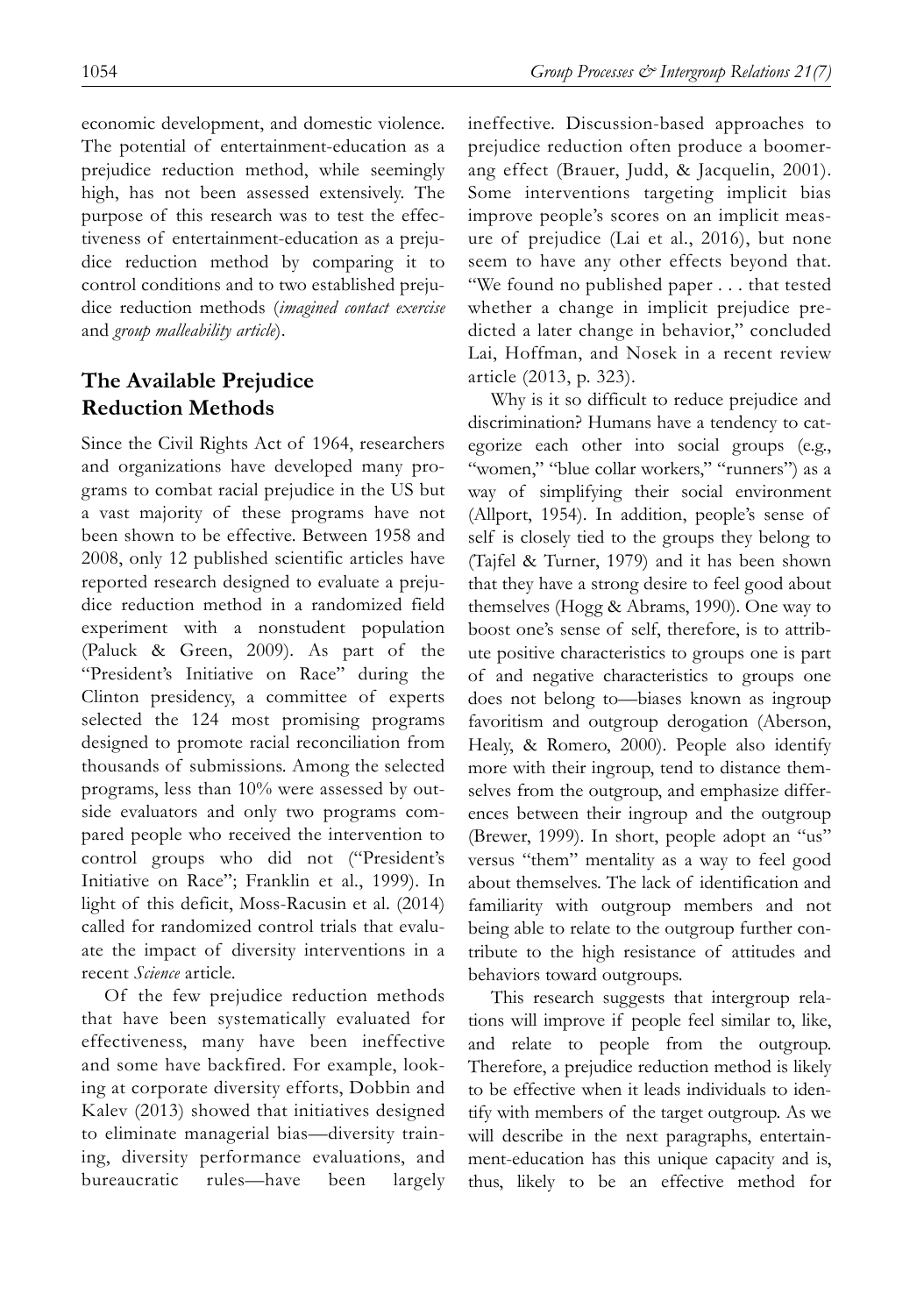economic development, and domestic violence. The potential of entertainment-education as a prejudice reduction method, while seemingly high, has not been assessed extensively. The purpose of this research was to test the effectiveness of entertainment-education as a prejudice reduction method by comparing it to control conditions and to two established prejudice reduction methods (*imagined contact exercise* and *group malleability article*).

## The Available Prejudice Reduction Methods

Since the Civil Rights Act of 1964, researchers and organizations have developed many programs to combat racial prejudice in the US but a vast majority of these programs have not been shown to be effective. Between 1958 and 2008, only 12 published scientific articles have reported research designed to evaluate a prejudice reduction method in a randomized field experiment with a nonstudent population (Paluck & Green, 2009). As part of the "President's Initiative on Race" during the Clinton presidency, a committee of experts selected the 124 most promising programs designed to promote racial reconciliation from thousands of submissions. Among the selected programs, less than 10% were assessed by outside evaluators and only two programs compared people who received the intervention to control groups who did not ("President's Initiative on Race"; Franklin et al., 1999). In light of this deficit, Moss-Racusin et al. (2014) called for randomized control trials that evaluate the impact of diversity interventions in a recent *Science* article.

Of the few prejudice reduction methods that have been systematically evaluated for effectiveness, many have been ineffective and some have backfired. For example, looking at corporate diversity efforts, Dobbin and Kalev (2013) showed that initiatives designed to eliminate managerial bias—diversity training, diversity performance evaluations, and bureaucratic rules—have been largely ineffective. Discussion-based approaches to prejudice reduction often produce a boomerang effect (Brauer, Judd, & Jacquelin, 2001). Some interventions targeting implicit bias improve people's scores on an implicit measure of prejudice (Lai et al., 2016), but none seem to have any other effects beyond that. "We found no published paper . . . that tested whether a change in implicit prejudice predicted a later change in behavior," concluded Lai, Hoffman, and Nosek in a recent review article (2013, p. 323).

Why is it so difficult to reduce prejudice and discrimination? Humans have a tendency to categorize each other into social groups (e.g., "women," "blue collar workers," "runners") as a way of simplifying their social environment (Allport, 1954). In addition, people's sense of self is closely tied to the groups they belong to (Tajfel & Turner, 1979) and it has been shown that they have a strong desire to feel good about themselves (Hogg & Abrams, 1990). One way to boost one's sense of self, therefore, is to attribute positive characteristics to groups one is part of and negative characteristics to groups one does not belong to—biases known as ingroup favoritism and outgroup derogation (Aberson, Healy, & Romero, 2000). People also identify more with their ingroup, tend to distance themselves from the outgroup, and emphasize differences between their ingroup and the outgroup (Brewer, 1999). In short, people adopt an "us" versus "them" mentality as a way to feel good about themselves. The lack of identification and familiarity with outgroup members and not being able to relate to the outgroup further contribute to the high resistance of attitudes and behaviors toward outgroups.

This research suggests that intergroup relations will improve if people feel similar to, like, and relate to people from the outgroup. Therefore, a prejudice reduction method is likely to be effective when it leads individuals to identify with members of the target outgroup. As we will describe in the next paragraphs, entertainment-education has this unique capacity and is, thus, likely to be an effective method for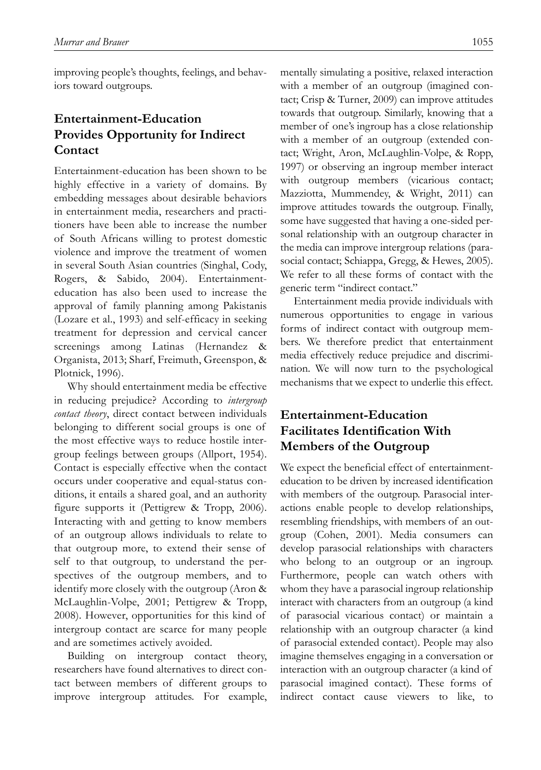improving people's thoughts, feelings, and behaviors toward outgroups.

## Entertainment-Education Provides Opportunity for Indirect Contact

Entertainment-education has been shown to be highly effective in a variety of domains. By embedding messages about desirable behaviors in entertainment media, researchers and practitioners have been able to increase the number of South Africans willing to protest domestic violence and improve the treatment of women in several South Asian countries (Singhal, Cody, Rogers, & Sabido, 2004). Entertainment-education has also been used to increase the approval of family planning among Pakistanis (Lozare et al., 1993) and self-efficacy in seeking treatment for depression and cervical cancer screenings among Latinas (Hernandez & Organista, 2013; Sharf, Freimuth, Greenspon, & Plotnick, 1996).

Why should entertainment media be effective in reducing prejudice? According to *intergroup contact theory*, direct contact between individuals belonging to different social groups is one of the most effective ways to reduce hostile intergroup feelings between groups (Allport, 1954). Contact is especially effective when the contact occurs under cooperative and equal-status conditions, it entails a shared goal, and an authority figure supports it (Pettigrew & Tropp, 2006). Interacting with and getting to know members of an outgroup allows individuals to relate to that outgroup more, to extend their sense of self to that outgroup, to understand the perspectives of the outgroup members, and to identify more closely with the outgroup (Aron & McLaughlin-Volpe, 2001; Pettigrew & Tropp, 2008). However, opportunities for this kind of intergroup contact are scarce for many people and are sometimes actively avoided.

Building on intergroup contact theory, researchers have found alternatives to direct contact between members of different groups to improve intergroup attitudes. For example, mentally simulating a positive, relaxed interaction with a member of an outgroup (imagined contact; Crisp & Turner, 2009) can improve attitudes towards that outgroup. Similarly, knowing that a member of one's ingroup has a close relationship with a member of an outgroup (extended contact; Wright, Aron, McLaughlin-Volpe, & Ropp, 1997) or observing an ingroup member interact with outgroup members (vicarious contact; Mazziotta, Mummendey, & Wright, 2011) can improve attitudes towards the outgroup. Finally, some have suggested that having a one-sided personal relationship with an outgroup character in the media can improve intergroup relations (parasocial contact; Schiappa, Gregg, & Hewes, 2005). We refer to all these forms of contact with the generic term "indirect contact."

Entertainment media provide individuals with numerous opportunities to engage in various forms of indirect contact with outgroup members. We therefore predict that entertainment media effectively reduce prejudice and discrimination. We will now turn to the psychological mechanisms that we expect to underlie this effect.

## Entertainment-Education Facilitates Identification With Members of the Outgroup

We expect the beneficial effect of entertainment-education to be driven by increased identification with members of the outgroup. Parasocial interactions enable people to develop relationships, resembling friendships, with members of an outgroup (Cohen, 2001). Media consumers can develop parasocial relationships with characters who belong to an outgroup or an ingroup. Furthermore, people can watch others with whom they have a parasocial ingroup relationship interact with characters from an outgroup (a kind of parasocial vicarious contact) or maintain a relationship with an outgroup character (a kind of parasocial extended contact). People may also imagine themselves engaging in a conversation or interaction with an outgroup character (a kind of parasocial imagined contact). These forms of indirect contact cause viewers to like, to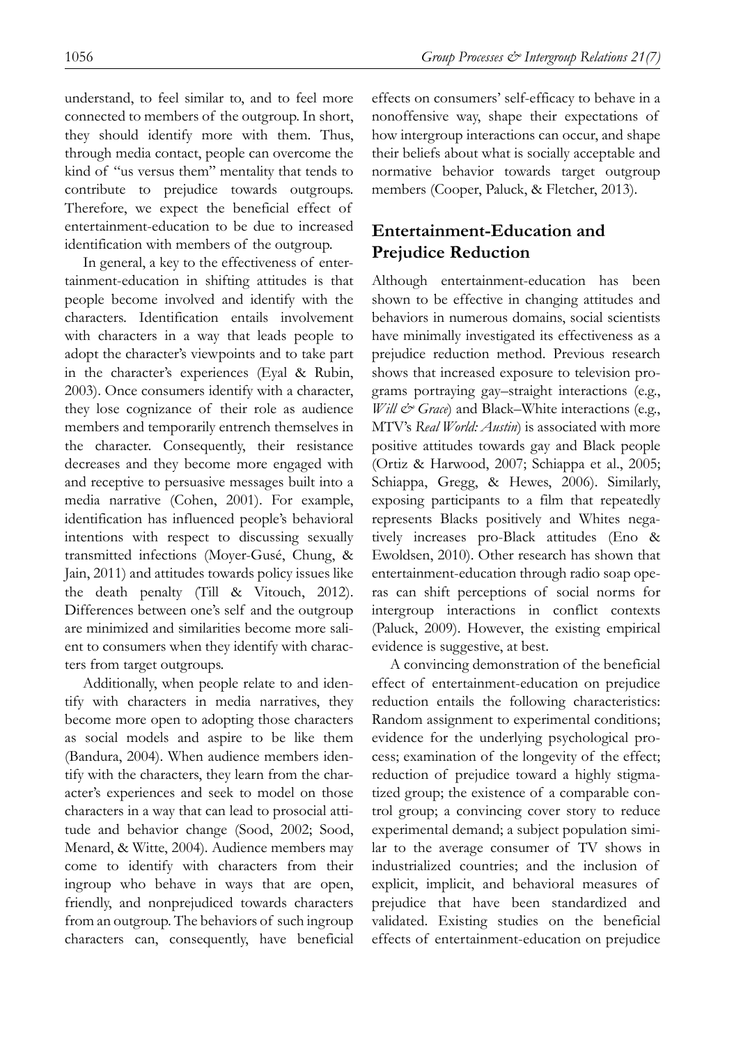understand, to feel similar to, and to feel more connected to members of the outgroup. In short, they should identify more with them. Thus, through media contact, people can overcome the kind of "us versus them" mentality that tends to contribute to prejudice towards outgroups. Therefore, we expect the beneficial effect of entertainment-education to be due to increased identification with members of the outgroup.

In general, a key to the effectiveness of entertainment-education in shifting attitudes is that people become involved and identify with the characters. Identification entails involvement with characters in a way that leads people to adopt the character's viewpoints and to take part in the character's experiences (Eyal & Rubin, 2003). Once consumers identify with a character, they lose cognizance of their role as audience members and temporarily entrench themselves in the character. Consequently, their resistance decreases and they become more engaged with and receptive to persuasive messages built into a media narrative (Cohen, 2001). For example, identification has influenced people's behavioral intentions with respect to discussing sexually transmitted infections (Moyer-Gusé, Chung, & Jain, 2011) and attitudes towards policy issues like the death penalty (Till & Vitouch, 2012). Differences between one's self and the outgroup are minimized and similarities become more salient to consumers when they identify with characters from target outgroups.

Additionally, when people relate to and identify with characters in media narratives, they become more open to adopting those characters as social models and aspire to be like them (Bandura, 2004). When audience members identify with the characters, they learn from the character's experiences and seek to model on those characters in a way that can lead to prosocial attitude and behavior change (Sood, 2002; Sood, Menard, & Witte, 2004). Audience members may come to identify with characters from their ingroup who behave in ways that are open, friendly, and nonprejudiced towards characters from an outgroup. The behaviors of such ingroup characters can, consequently, have beneficial effects on consumers' self-efficacy to behave in a nonoffensive way, shape their expectations of how intergroup interactions can occur, and shape their beliefs about what is socially acceptable and normative behavior towards target outgroup members (Cooper, Paluck, & Fletcher, 2013).

## Entertainment-Education and Prejudice Reduction

Although entertainment-education has been shown to be effective in changing attitudes and behaviors in numerous domains, social scientists have minimally investigated its effectiveness as a prejudice reduction method. Previous research shows that increased exposure to television programs portraying gay–straight interactions (e.g., *Will & Grace*) and Black–White interactions (e.g., MTV's *Real World: Austin*) is associated with more positive attitudes towards gay and Black people (Ortiz & Harwood, 2007; Schiappa et al., 2005; Schiappa, Gregg, & Hewes, 2006). Similarly, exposing participants to a film that repeatedly represents Blacks positively and Whites negatively increases pro-Black attitudes (Eno & Ewoldsen, 2010). Other research has shown that entertainment-education through radio soap operas can shift perceptions of social norms for intergroup interactions in conflict contexts (Paluck, 2009). However, the existing empirical evidence is suggestive, at best.

A convincing demonstration of the beneficial effect of entertainment-education on prejudice reduction entails the following characteristics: Random assignment to experimental conditions; evidence for the underlying psychological process; examination of the longevity of the effect; reduction of prejudice toward a highly stigmatized group; the existence of a comparable control group; a convincing cover story to reduce experimental demand; a subject population similar to the average consumer of TV shows in industrialized countries; and the inclusion of explicit, implicit, and behavioral measures of prejudice that have been standardized and validated. Existing studies on the beneficial effects of entertainment-education on prejudice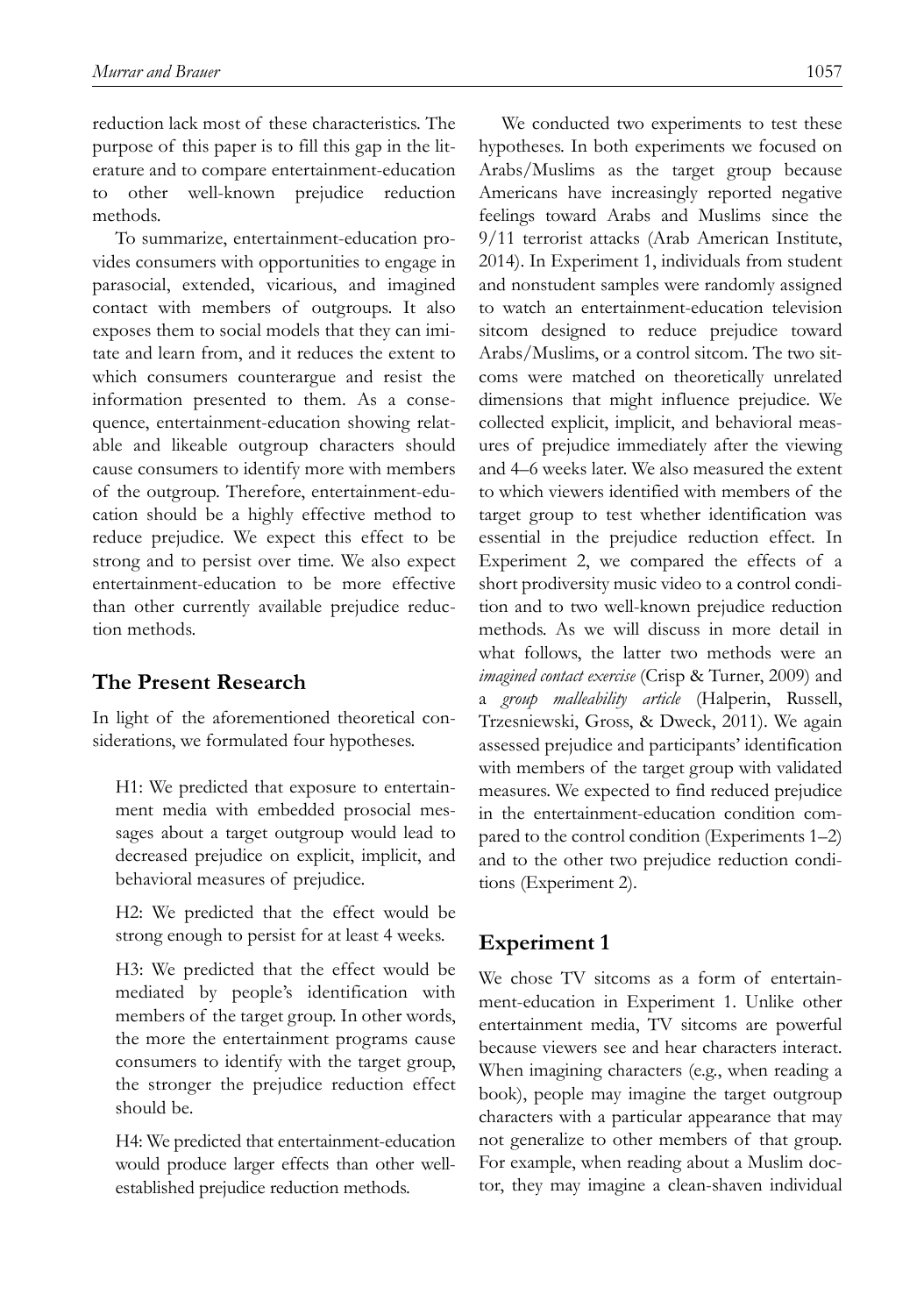reduction lack most of these characteristics. The purpose of this paper is to fill this gap in the literature and to compare entertainment-education to other well-known prejudice reduction methods.

To summarize, entertainment-education provides consumers with opportunities to engage in parasocial, extended, vicarious, and imagined contact with members of outgroups. It also exposes them to social models that they can imitate and learn from, and it reduces the extent to which consumers counterargue and resist the information presented to them. As a consequence, entertainment-education showing relatable and likeable outgroup characters should cause consumers to identify more with members of the outgroup. Therefore, entertainment-education should be a highly effective method to reduce prejudice. We expect this effect to be strong and to persist over time. We also expect entertainment-education to be more effective than other currently available prejudice reduction methods.

## The Present Research

In light of the aforementioned theoretical considerations, we formulated four hypotheses.

> H1: We predicted that exposure to entertainment media with embedded prosocial messages about a target outgroup would lead to decreased prejudice on explicit, implicit, and behavioral measures of prejudice.
>
> H2: We predicted that the effect would be strong enough to persist for at least 4 weeks.
>
> H3: We predicted that the effect would be mediated by people's identification with members of the target group. In other words, the more the entertainment programs cause consumers to identify with the target group, the stronger the prejudice reduction effect should be.
>
> H4: We predicted that entertainment-education would produce larger effects than other well-established prejudice reduction methods.

We conducted two experiments to test these hypotheses. In both experiments we focused on Arabs/Muslims as the target group because Americans have increasingly reported negative feelings toward Arabs and Muslims since the 9/11 terrorist attacks (Arab American Institute, 2014). In Experiment 1, individuals from student and nonstudent samples were randomly assigned to watch an entertainment-education television sitcom designed to reduce prejudice toward Arabs/Muslims, or a control sitcom. The two sitcoms were matched on theoretically unrelated dimensions that might influence prejudice. We collected explicit, implicit, and behavioral measures of prejudice immediately after the viewing and 4–6 weeks later. We also measured the extent to which viewers identified with members of the target group to test whether identification was essential in the prejudice reduction effect. In Experiment 2, we compared the effects of a short prodiversity music video to a control condition and to two well-known prejudice reduction methods. As we will discuss in more detail in what follows, the latter two methods were an *imagined contact exercise* (Crisp & Turner, 2009) and a *group malleability article* (Halperin, Russell, Trzesniewski, Gross, & Dweck, 2011). We again assessed prejudice and participants' identification with members of the target group with validated measures. We expected to find reduced prejudice in the entertainment-education condition compared to the control condition (Experiments 1–2) and to the other two prejudice reduction conditions (Experiment 2).

## Experiment 1

We chose TV sitcoms as a form of entertainment-education in Experiment 1. Unlike other entertainment media, TV sitcoms are powerful because viewers see and hear characters interact. When imagining characters (e.g., when reading a book), people may imagine the target outgroup characters with a particular appearance that may not generalize to other members of that group. For example, when reading about a Muslim doctor, they may imagine a clean-shaven individual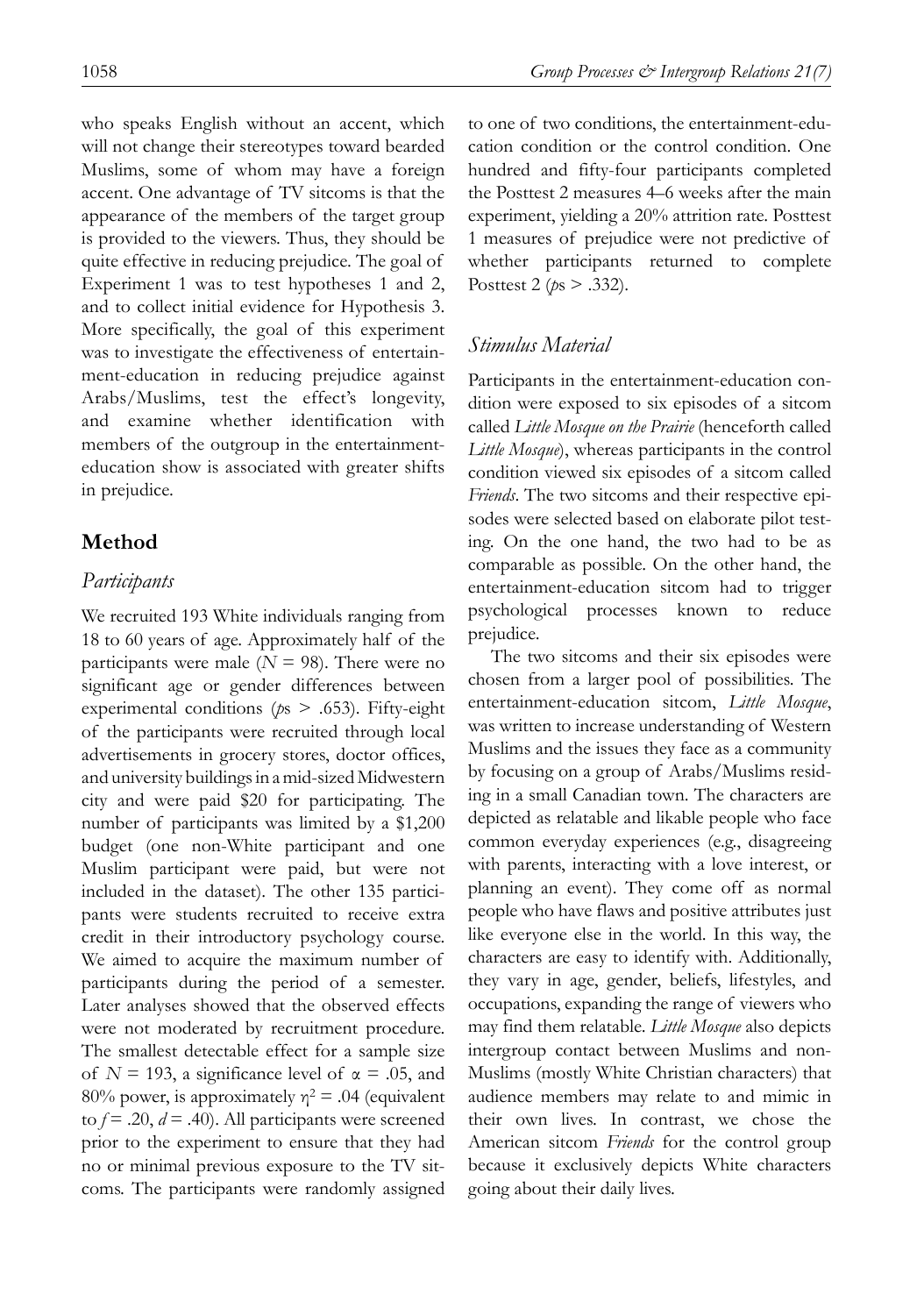who speaks English without an accent, which will not change their stereotypes toward bearded Muslims, some of whom may have a foreign accent. One advantage of TV sitcoms is that the appearance of the members of the target group is provided to the viewers. Thus, they should be quite effective in reducing prejudice. The goal of Experiment 1 was to test hypotheses 1 and 2, and to collect initial evidence for Hypothesis 3. More specifically, the goal of this experiment was to investigate the effectiveness of entertainment-education in reducing prejudice against Arabs/Muslims, test the effect's longevity, and examine whether identification with members of the outgroup in the entertainment-education show is associated with greater shifts in prejudice.

## Method

### *Participants*

We recruited 193 White individuals ranging from 18 to 60 years of age. Approximately half of the participants were male ($N$ = 98). There were no significant age or gender differences between experimental conditions ($p$s > .653). Fifty-eight of the participants were recruited through local advertisements in grocery stores, doctor offices, and university buildings in a mid-sized Midwestern city and were paid \$20 for participating. The number of participants was limited by a \$1,200 budget (one non-White participant and one Muslim participant were paid, but were not included in the dataset). The other 135 participants were students recruited to receive extra credit in their introductory psychology course. We aimed to acquire the maximum number of participants during the period of a semester. Later analyses showed that the observed effects were not moderated by recruitment procedure. The smallest detectable effect for a sample size of $N = 193$, a significance level of $\alpha = .05$, and 80% power, is approximately $\eta^2 = .04$ (equivalent to $f = .20$, $d = .40$). All participants were screened prior to the experiment to ensure that they had no or minimal previous exposure to the TV sitcoms. The participants were randomly assigned to one of two conditions, the entertainment-education condition or the control condition. One hundred and fifty-four participants completed the Posttest 2 measures 4–6 weeks after the main experiment, yielding a 20% attrition rate. Posttest 1 measures of prejudice were not predictive of whether participants returned to complete Posttest 2 ($p$s > .332).

### *Stimulus Material*

Participants in the entertainment-education condition were exposed to six episodes of a sitcom called *Little Mosque on the Prairie* (henceforth called *Little Mosque*), whereas participants in the control condition viewed six episodes of a sitcom called *Friends*. The two sitcoms and their respective episodes were selected based on elaborate pilot testing. On the one hand, the two had to be as comparable as possible. On the other hand, the entertainment-education sitcom had to trigger psychological processes known to reduce prejudice.

The two sitcoms and their six episodes were chosen from a larger pool of possibilities. The entertainment-education sitcom, *Little Mosque*, was written to increase understanding of Western Muslims and the issues they face as a community by focusing on a group of Arabs/Muslims residing in a small Canadian town. The characters are depicted as relatable and likable people who face common everyday experiences (e.g., disagreeing with parents, interacting with a love interest, or planning an event). They come off as normal people who have flaws and positive attributes just like everyone else in the world. In this way, the characters are easy to identify with. Additionally, they vary in age, gender, beliefs, lifestyles, and occupations, expanding the range of viewers who may find them relatable. *Little Mosque* also depicts intergroup contact between Muslims and non-Muslims (mostly White Christian characters) that audience members may relate to and mimic in their own lives. In contrast, we chose the American sitcom *Friends* for the control group because it exclusively depicts White characters going about their daily lives.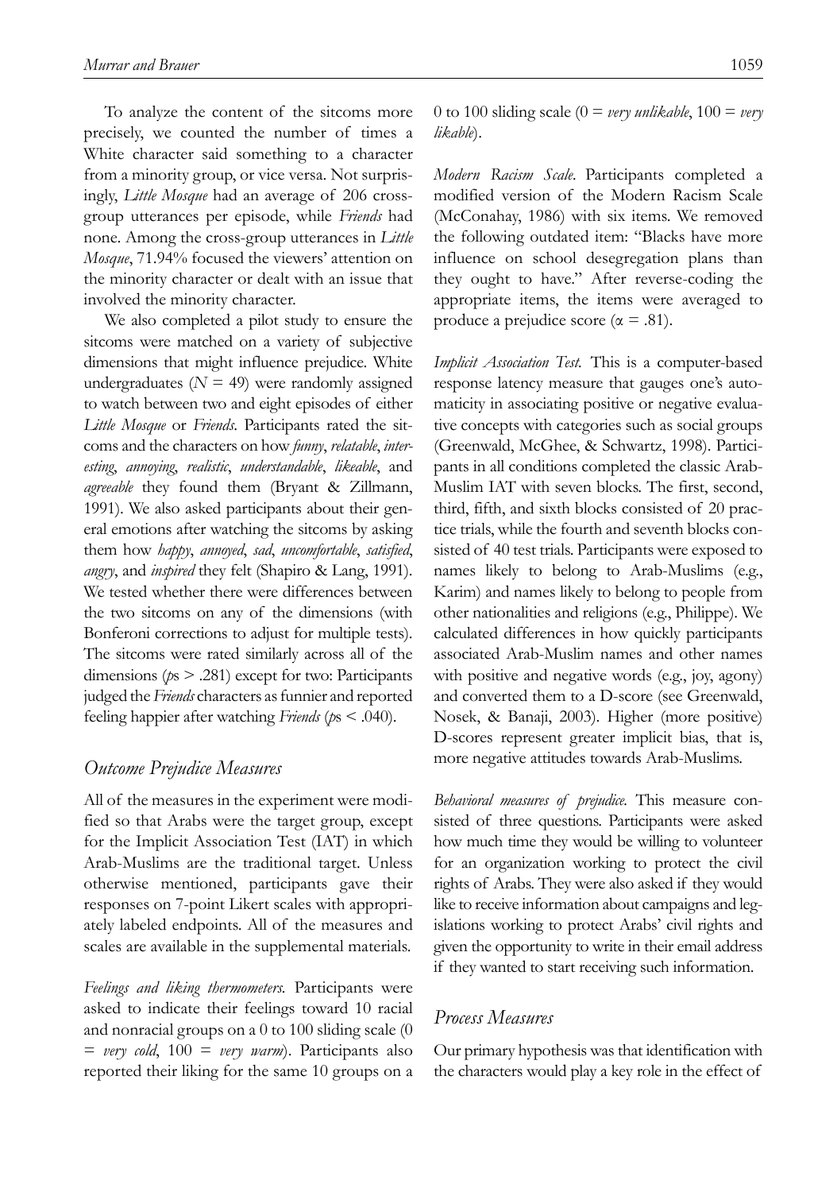To analyze the content of the sitcoms more precisely, we counted the number of times a White character said something to a character from a minority group, or vice versa. Not surprisingly, *Little Mosque* had an average of 206 cross-group utterances per episode, while *Friends* had none. Among the cross-group utterances in *Little Mosque*, 71.94% focused the viewers' attention on the minority character or dealt with an issue that involved the minority character.

We also completed a pilot study to ensure the sitcoms were matched on a variety of subjective dimensions that might influence prejudice. White undergraduates ($N = 49$) were randomly assigned to watch between two and eight episodes of either *Little Mosque* or *Friends*. Participants rated the sitcoms and the characters on how *funny*, *relatable*, *interesting*, *annoying*, *realistic*, *understandable*, *likeable*, and *agreeable* they found them (Bryant & Zillmann, 1991). We also asked participants about their general emotions after watching the sitcoms by asking them how *happy*, *annoyed*, *sad*, *uncomfortable*, *satisfied*, *angry*, and *inspired* they felt (Shapiro & Lang, 1991). We tested whether there were differences between the two sitcoms on any of the dimensions (with Bonferoni corrections to adjust for multiple tests). The sitcoms were rated similarly across all of the dimensions ($p$s $> .281$) except for two: Participants judged the *Friends* characters as funnier and reported feeling happier after watching *Friends* ($p$s $< .040$).

## Outcome Prejudice Measures

All of the measures in the experiment were modified so that Arabs were the target group, except for the Implicit Association Test (IAT) in which Arab-Muslims are the traditional target. Unless otherwise mentioned, participants gave their responses on 7-point Likert scales with appropriately labeled endpoints. All of the measures and scales are available in the supplemental materials.

*Feelings and liking thermometers.* Participants were asked to indicate their feelings toward 10 racial and nonracial groups on a 0 to 100 sliding scale (0 = *very cold*, 100 = *very warm*). Participants also reported their liking for the same 10 groups on a 0 to 100 sliding scale (0 = *very unlikable*, 100 = *very likable*).

*Modern Racism Scale.* Participants completed a modified version of the Modern Racism Scale (McConahay, 1986) with six items. We removed the following outdated item: "Blacks have more influence on school desegregation plans than they ought to have." After reverse-coding the appropriate items, the items were averaged to produce a prejudice score ($\alpha = .81$).

*Implicit Association Test.* This is a computer-based response latency measure that gauges one's automaticity in associating positive or negative evaluative concepts with categories such as social groups (Greenwald, McGhee, & Schwartz, 1998). Participants in all conditions completed the classic Arab-Muslim IAT with seven blocks. The first, second, third, fifth, and sixth blocks consisted of 20 practice trials, while the fourth and seventh blocks consisted of 40 test trials. Participants were exposed to names likely to belong to Arab-Muslims (e.g., Karim) and names likely to belong to people from other nationalities and religions (e.g., Philippe). We calculated differences in how quickly participants associated Arab-Muslim names and other names with positive and negative words (e.g., joy, agony) and converted them to a D-score (see Greenwald, Nosek, & Banaji, 2003). Higher (more positive) D-scores represent greater implicit bias, that is, more negative attitudes towards Arab-Muslims.

*Behavioral measures of prejudice.* This measure consisted of three questions. Participants were asked how much time they would be willing to volunteer for an organization working to protect the civil rights of Arabs. They were also asked if they would like to receive information about campaigns and legislations working to protect Arabs' civil rights and given the opportunity to write in their email address if they wanted to start receiving such information.

## Process Measures

Our primary hypothesis was that identification with the characters would play a key role in the effect of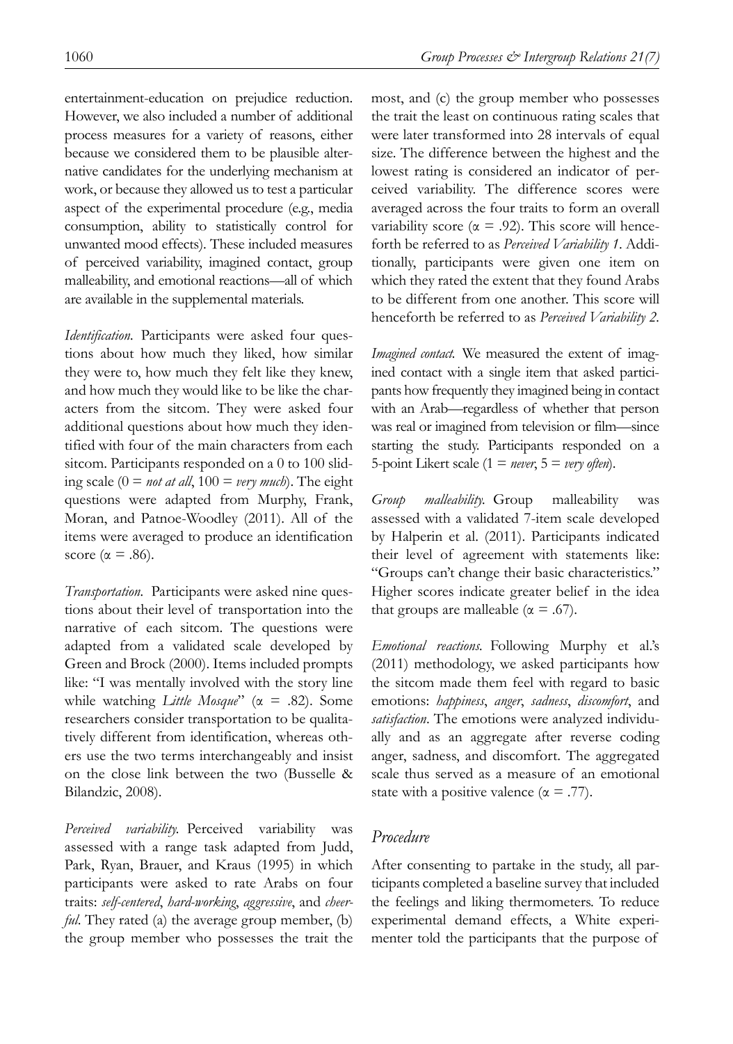entertainment-education on prejudice reduction. However, we also included a number of additional process measures for a variety of reasons, either because we considered them to be plausible alternative candidates for the underlying mechanism at work, or because they allowed us to test a particular aspect of the experimental procedure (e.g., media consumption, ability to statistically control for unwanted mood effects). These included measures of perceived variability, imagined contact, group malleability, and emotional reactions—all of which are available in the supplemental materials.

*Identification.* Participants were asked four questions about how much they liked, how similar they were to, how much they felt like they knew, and how much they would like to be like the characters from the sitcom. They were asked four additional questions about how much they identified with four of the main characters from each sitcom. Participants responded on a 0 to 100 sliding scale (0 = *not at all*, 100 = *very much*). The eight questions were adapted from Murphy, Frank, Moran, and Patnoe-Woodley (2011). All of the items were averaged to produce an identification score ($\alpha = .86$).

*Transportation.* Participants were asked nine questions about their level of transportation into the narrative of each sitcom. The questions were adapted from a validated scale developed by Green and Brock (2000). Items included prompts like: "I was mentally involved with the story line while watching *Little Mosque*" ($\alpha = .82$). Some researchers consider transportation to be qualitatively different from identification, whereas others use the two terms interchangeably and insist on the close link between the two (Busselle & Bilandzic, 2008).

*Perceived variability.* Perceived variability was assessed with a range task adapted from Judd, Park, Ryan, Brauer, and Kraus (1995) in which participants were asked to rate Arabs on four traits: *self-centered*, *hard-working*, *aggressive*, and *cheerful*. They rated (a) the average group member, (b) the group member who possesses the trait the most, and (c) the group member who possesses the trait the least on continuous rating scales that were later transformed into 28 intervals of equal size. The difference between the highest and the lowest rating is considered an indicator of perceived variability. The difference scores were averaged across the four traits to form an overall variability score ($\alpha = .92$). This score will henceforth be referred to as *Perceived Variability 1*. Additionally, participants were given one item on which they rated the extent that they found Arabs to be different from one another. This score will henceforth be referred to as *Perceived Variability 2*.

*Imagined contact.* We measured the extent of imagined contact with a single item that asked participants how frequently they imagined being in contact with an Arab—regardless of whether that person was real or imagined from television or film—since starting the study. Participants responded on a 5-point Likert scale (1 = *never*, 5 = *very often*).

*Group malleability.* Group malleability was assessed with a validated 7-item scale developed by Halperin et al. (2011). Participants indicated their level of agreement with statements like: "Groups can't change their basic characteristics." Higher scores indicate greater belief in the idea that groups are malleable ($\alpha = .67$).

*Emotional reactions.* Following Murphy et al.'s (2011) methodology, we asked participants how the sitcom made them feel with regard to basic emotions: *happiness*, *anger*, *sadness*, *discomfort*, and *satisfaction*. The emotions were analyzed individually and as an aggregate after reverse coding anger, sadness, and discomfort. The aggregated scale thus served as a measure of an emotional state with a positive valence ($\alpha = .77$).

## Procedure

After consenting to partake in the study, all participants completed a baseline survey that included the feelings and liking thermometers. To reduce experimental demand effects, a White experimenter told the participants that the purpose of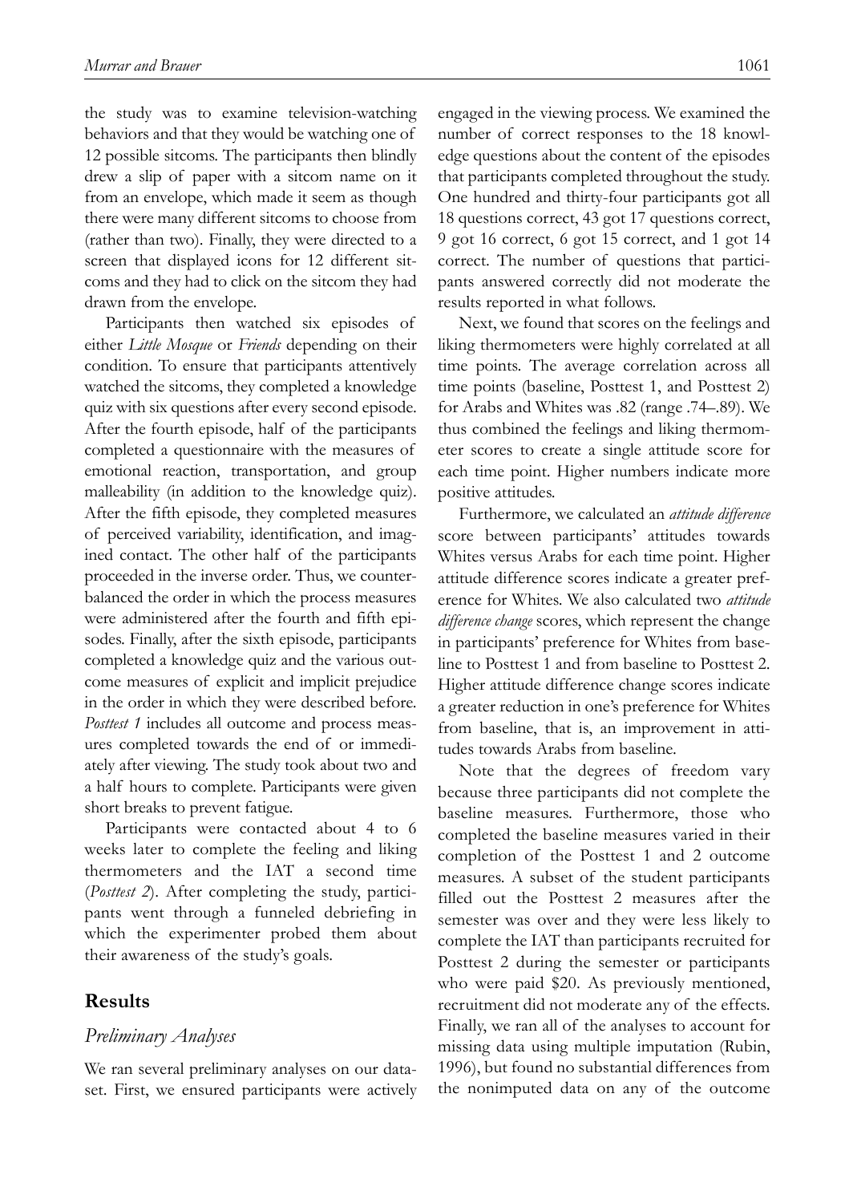the study was to examine television-watching behaviors and that they would be watching one of 12 possible sitcoms. The participants then blindly drew a slip of paper with a sitcom name on it from an envelope, which made it seem as though there were many different sitcoms to choose from (rather than two). Finally, they were directed to a screen that displayed icons for 12 different sitcoms and they had to click on the sitcom they had drawn from the envelope.

Participants then watched six episodes of either *Little Mosque* or *Friends* depending on their condition. To ensure that participants attentively watched the sitcoms, they completed a knowledge quiz with six questions after every second episode. After the fourth episode, half of the participants completed a questionnaire with the measures of emotional reaction, transportation, and group malleability (in addition to the knowledge quiz). After the fifth episode, they completed measures of perceived variability, identification, and imagined contact. The other half of the participants proceeded in the inverse order. Thus, we counterbalanced the order in which the process measures were administered after the fourth and fifth episodes. Finally, after the sixth episode, participants completed a knowledge quiz and the various outcome measures of explicit and implicit prejudice in the order in which they were described before. *Posttest 1* includes all outcome and process measures completed towards the end of or immediately after viewing. The study took about two and a half hours to complete. Participants were given short breaks to prevent fatigue.

Participants were contacted about 4 to 6 weeks later to complete the feeling and liking thermometers and the IAT a second time (*Posttest 2*). After completing the study, participants went through a funneled debriefing in which the experimenter probed them about their awareness of the study's goals.

## Results

### *Preliminary Analyses*

We ran several preliminary analyses on our dataset. First, we ensured participants were actively engaged in the viewing process. We examined the number of correct responses to the 18 knowledge questions about the content of the episodes that participants completed throughout the study. One hundred and thirty-four participants got all 18 questions correct, 43 got 17 questions correct, 9 got 16 correct, 6 got 15 correct, and 1 got 14 correct. The number of questions that participants answered correctly did not moderate the results reported in what follows.

Next, we found that scores on the feelings and liking thermometers were highly correlated at all time points. The average correlation across all time points (baseline, Posttest 1, and Posttest 2) for Arabs and Whites was .82 (range .74–.89). We thus combined the feelings and liking thermometer scores to create a single attitude score for each time point. Higher numbers indicate more positive attitudes.

Furthermore, we calculated an *attitude difference* score between participants' attitudes towards Whites versus Arabs for each time point. Higher attitude difference scores indicate a greater preference for Whites. We also calculated two *attitude difference change* scores, which represent the change in participants' preference for Whites from baseline to Posttest 1 and from baseline to Posttest 2. Higher attitude difference change scores indicate a greater reduction in one's preference for Whites from baseline, that is, an improvement in attitudes towards Arabs from baseline.

Note that the degrees of freedom vary because three participants did not complete the baseline measures. Furthermore, those who completed the baseline measures varied in their completion of the Posttest 1 and 2 outcome measures. A subset of the student participants filled out the Posttest 2 measures after the semester was over and they were less likely to complete the IAT than participants recruited for Posttest 2 during the semester or participants who were paid $20. As previously mentioned, recruitment did not moderate any of the effects. Finally, we ran all of the analyses to account for missing data using multiple imputation (Rubin, 1996), but found no substantial differences from the nonimputed data on any of the outcome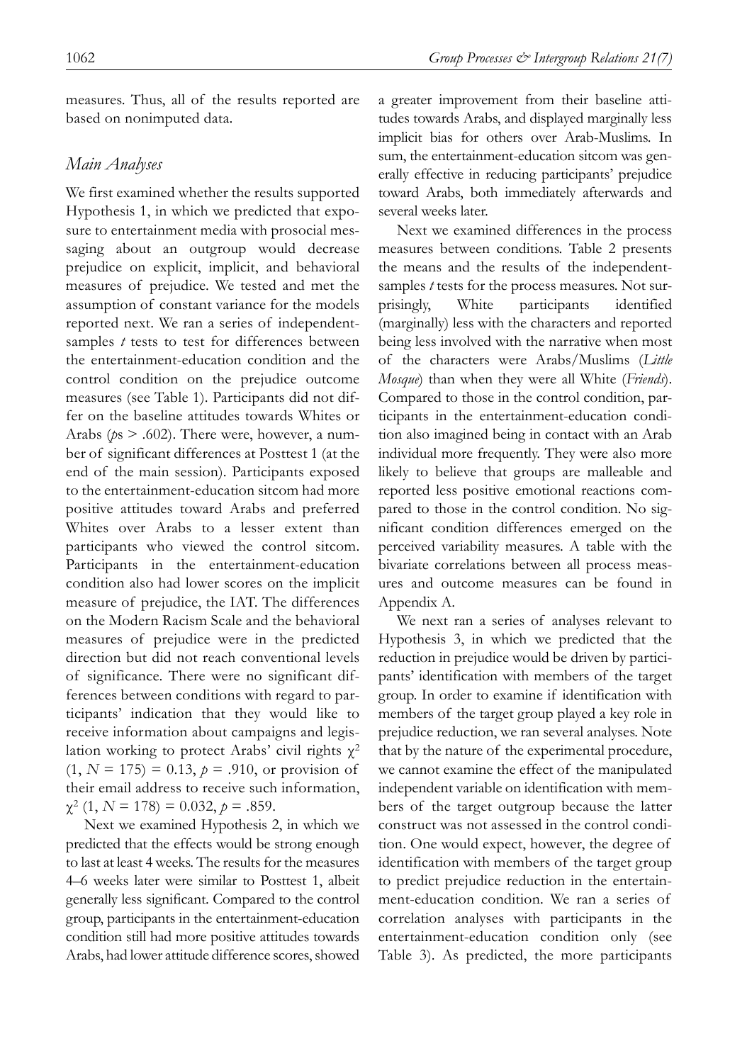measures. Thus, all of the results reported are based on nonimputed data.

### *Main Analyses*

We first examined whether the results supported Hypothesis 1, in which we predicted that exposure to entertainment media with prosocial messaging about an outgroup would decrease prejudice on explicit, implicit, and behavioral measures of prejudice. We tested and met the assumption of constant variance for the models reported next. We ran a series of independent-samples *t* tests to test for differences between the entertainment-education condition and the control condition on the prejudice outcome measures (see Table 1). Participants did not differ on the baseline attitudes towards Whites or Arabs ($p$s $> .602$). There were, however, a number of significant differences at Posttest 1 (at the end of the main session). Participants exposed to the entertainment-education sitcom had more positive attitudes toward Arabs and preferred Whites over Arabs to a lesser extent than participants who viewed the control sitcom. Participants in the entertainment-education condition also had lower scores on the implicit measure of prejudice, the IAT. The differences on the Modern Racism Scale and the behavioral measures of prejudice were in the predicted direction but did not reach conventional levels of significance. There were no significant differences between conditions with regard to participants' indication that they would like to receive information about campaigns and legislation working to protect Arabs' civil rights $\chi^2$ $(1, N = 175) = 0.13$, $p = .910$, or provision of their email address to receive such information, $\chi^2$ $(1, N = 178) = 0.032$, $p = .859$.

Next we examined Hypothesis 2, in which we predicted that the effects would be strong enough to last at least 4 weeks. The results for the measures 4–6 weeks later were similar to Posttest 1, albeit generally less significant. Compared to the control group, participants in the entertainment-education condition still had more positive attitudes towards Arabs, had lower attitude difference scores, showed a greater improvement from their baseline attitudes towards Arabs, and displayed marginally less implicit bias for others over Arab-Muslims. In sum, the entertainment-education sitcom was generally effective in reducing participants' prejudice toward Arabs, both immediately afterwards and several weeks later.

Next we examined differences in the process measures between conditions. Table 2 presents the means and the results of the independent-samples *t* tests for the process measures. Not surprisingly, White participants identified (marginally) less with the characters and reported being less involved with the narrative when most of the characters were Arabs/Muslims (*Little Mosque*) than when they were all White (*Friends*). Compared to those in the control condition, participants in the entertainment-education condition also imagined being in contact with an Arab individual more frequently. They were also more likely to believe that groups are malleable and reported less positive emotional reactions compared to those in the control condition. No significant condition differences emerged on the perceived variability measures. A table with the bivariate correlations between all process measures and outcome measures can be found in Appendix A.

We next ran a series of analyses relevant to Hypothesis 3, in which we predicted that the reduction in prejudice would be driven by participants' identification with members of the target group. In order to examine if identification with members of the target group played a key role in prejudice reduction, we ran several analyses. Note that by the nature of the experimental procedure, we cannot examine the effect of the manipulated independent variable on identification with members of the target outgroup because the latter construct was not assessed in the control condition. One would expect, however, the degree of identification with members of the target group to predict prejudice reduction in the entertainment-education condition. We ran a series of correlation analyses with participants in the entertainment-education condition only (see Table 3). As predicted, the more participants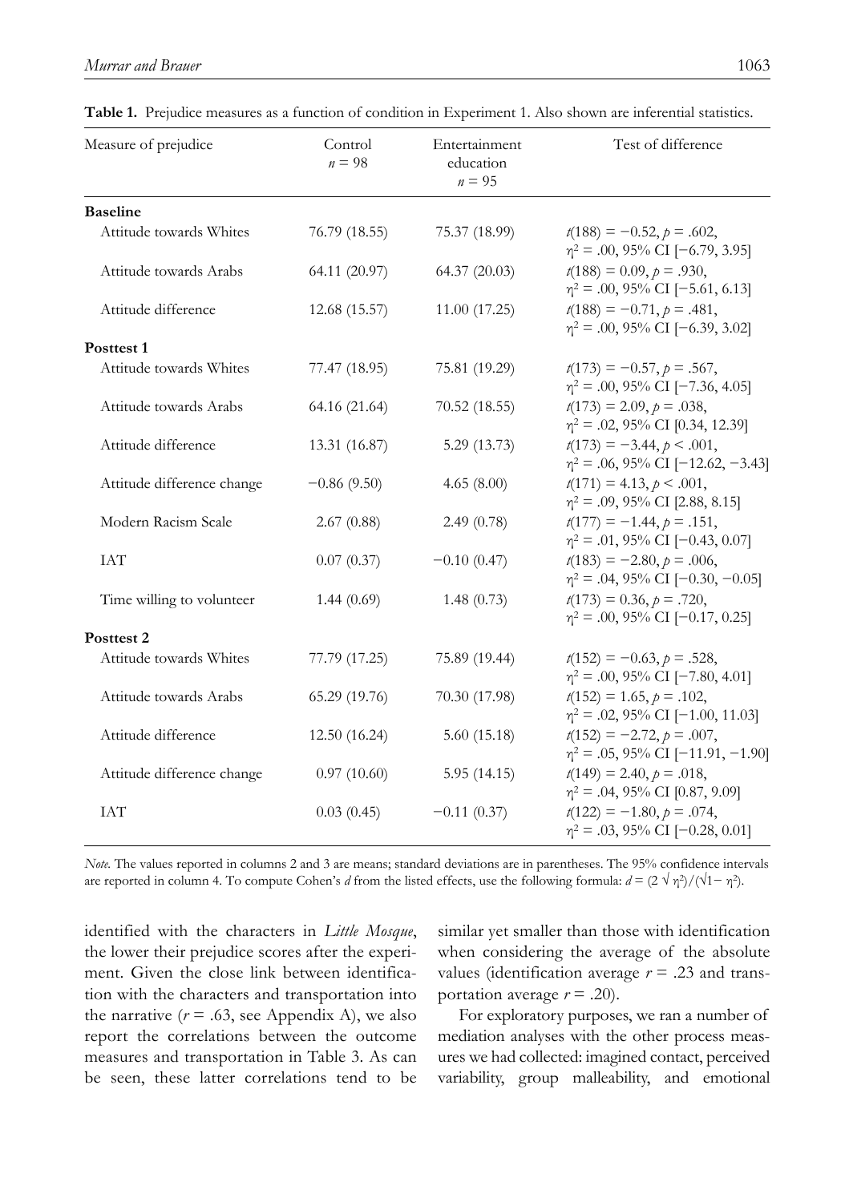**Table 1.** Prejudice measures as a function of condition in Experiment 1. Also shown are inferential statistics.

| Measure of prejudice | Control $n = 98$ | Entertainment education $n = 95$ | Test of difference |
|---|---|---|---|
| **Baseline** | | | |
| Attitude towards Whites | 76.79 (18.55) | 75.37 (18.99) | $t(188) = -0.52$, $p = .602$, $\eta^2 = .00$, 95% CI [−6.79, 3.95] |
| Attitude towards Arabs | 64.11 (20.97) | 64.37 (20.03) | $t(188) = 0.09$, $p = .930$, $\eta^2 = .00$, 95% CI [−5.61, 6.13] |
| Attitude difference | 12.68 (15.57) | 11.00 (17.25) | $t(188) = -0.71$, $p = .481$, $\eta^2 = .00$, 95% CI [−6.39, 3.02] |
| **Posttest 1** | | | |
| Attitude towards Whites | 77.47 (18.95) | 75.81 (19.29) | $t(173) = -0.57$, $p = .567$, $\eta^2 = .00$, 95% CI [−7.36, 4.05] |
| Attitude towards Arabs | 64.16 (21.64) | 70.52 (18.55) | $t(173) = 2.09$, $p = .038$, $\eta^2 = .02$, 95% CI [0.34, 12.39] |
| Attitude difference | 13.31 (16.87) | 5.29 (13.73) | $t(173) = -3.44$, $p < .001$, $\eta^2 = .06$, 95% CI [−12.62, −3.43] |
| Attitude difference change | −0.86 (9.50) | 4.65 (8.00) | $t(171) = 4.13$, $p < .001$, $\eta^2 = .09$, 95% CI [2.88, 8.15] |
| Modern Racism Scale | 2.67 (0.88) | 2.49 (0.78) | $t(177) = -1.44$, $p = .151$, $\eta^2 = .01$, 95% CI [−0.43, 0.07] |
| IAT | 0.07 (0.37) | −0.10 (0.47) | $t(183) = -2.80$, $p = .006$, $\eta^2 = .04$, 95% CI [−0.30, −0.05] |
| Time willing to volunteer | 1.44 (0.69) | 1.48 (0.73) | $t(173) = 0.36$, $p = .720$, $\eta^2 = .00$, 95% CI [−0.17, 0.25] |
| **Posttest 2** | | | |
| Attitude towards Whites | 77.79 (17.25) | 75.89 (19.44) | $t(152) = -0.63$, $p = .528$, $\eta^2 = .00$, 95% CI [−7.80, 4.01] |
| Attitude towards Arabs | 65.29 (19.76) | 70.30 (17.98) | $t(152) = 1.65$, $p = .102$, $\eta^2 = .02$, 95% CI [−1.00, 11.03] |
| Attitude difference | 12.50 (16.24) | 5.60 (15.18) | $t(152) = -2.72$, $p = .007$, $\eta^2 = .05$, 95% CI [−11.91, −1.90] |
| Attitude difference change | 0.97 (10.60) | 5.95 (14.15) | $t(149) = 2.40$, $p = .018$, $\eta^2 = .04$, 95% CI [0.87, 9.09] |
| IAT | 0.03 (0.45) | −0.11 (0.37) | $t(122) = -1.80$, $p = .074$, $\eta^2 = .03$, 95% CI [−0.28, 0.01] |

*Note.* The values reported in columns 2 and 3 are means; standard deviations are in parentheses. The 95% confidence intervals are reported in column 4. To compute Cohen's *d* from the listed effects, use the following formula: $d = (2\sqrt{\eta^2})/(\sqrt{1-\eta^2})$.

identified with the characters in *Little Mosque*, the lower their prejudice scores after the experiment. Given the close link between identification with the characters and transportation into the narrative ($r = .63$, see Appendix A), we also report the correlations between the outcome measures and transportation in Table 3. As can be seen, these latter correlations tend to be similar yet smaller than those with identification when considering the average of the absolute values (identification average $r = .23$ and transportation average $r = .20$).

For exploratory purposes, we ran a number of mediation analyses with the other process measures we had collected: imagined contact, perceived variability, group malleability, and emotional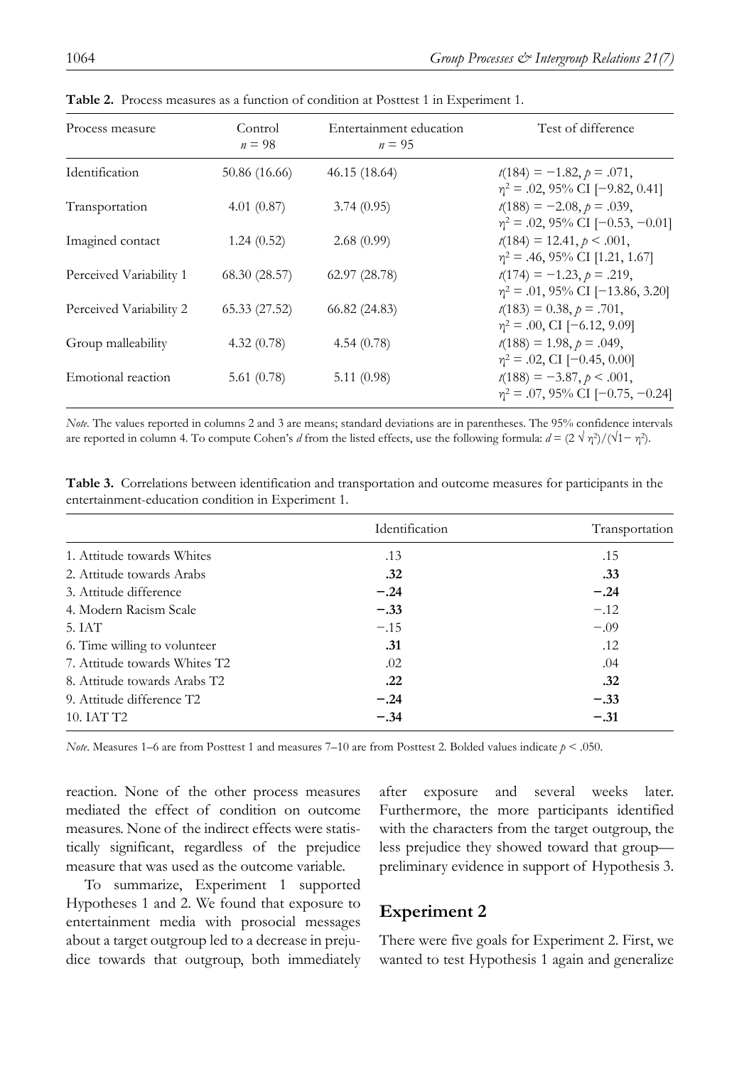**Table 2.** Process measures as a function of condition at Posttest 1 in Experiment 1.

| Process measure | Control $n = 98$ | Entertainment education $n = 95$ | Test of difference |
|---|---|---|---|
| Identification | 50.86 (16.66) | 46.15 (18.64) | $t(184) = -1.82, p = .071,$ $\eta^2 = .02$, 95% CI [−9.82, 0.41] |
| Transportation | 4.01 (0.87) | 3.74 (0.95) | $t(188) = -2.08, p = .039,$ $\eta^2 = .02$, 95% CI [−0.53, −0.01] |
| Imagined contact | 1.24 (0.52) | 2.68 (0.99) | $t(184) = 12.41, p < .001,$ $\eta^2 = .46$, 95% CI [1.21, 1.67] |
| Perceived Variability 1 | 68.30 (28.57) | 62.97 (28.78) | $t(174) = -1.23, p = .219,$ $\eta^2 = .01$, 95% CI [−13.86, 3.20] |
| Perceived Variability 2 | 65.33 (27.52) | 66.82 (24.83) | $t(183) = 0.38, p = .701,$ $\eta^2 = .00$, CI [−6.12, 9.09] |
| Group malleability | 4.32 (0.78) | 4.54 (0.78) | $t(188) = 1.98, p = .049,$ $\eta^2 = .02$, CI [−0.45, 0.00] |
| Emotional reaction | 5.61 (0.78) | 5.11 (0.98) | $t(188) = -3.87, p < .001,$ $\eta^2 = .07$, 95% CI [−0.75, −0.24] |

*Note*. The values reported in columns 2 and 3 are means; standard deviations are in parentheses. The 95% confidence intervals are reported in column 4. To compute Cohen's *d* from the listed effects, use the following formula: $d = (2\sqrt{\eta^2})/(\sqrt{1-\eta^2})$.

**Table 3.** Correlations between identification and transportation and outcome measures for participants in the entertainment-education condition in Experiment 1.

| | Identification | Transportation |
|---|---|---|
| 1. Attitude towards Whites | .13 | .15 |
| 2. Attitude towards Arabs | **.32** | **.33** |
| 3. Attitude difference | **−.24** | **−.24** |
| 4. Modern Racism Scale | **−.33** | −.12 |
| 5. IAT | −.15 | −.09 |
| 6. Time willing to volunteer | **.31** | .12 |
| 7. Attitude towards Whites T2 | .02 | .04 |
| 8. Attitude towards Arabs T2 | **.22** | **.32** |
| 9. Attitude difference T2 | **−.24** | **−.33** |
| 10. IAT T2 | **−.34** | **−.31** |

*Note*. Measures 1–6 are from Posttest 1 and measures 7–10 are from Posttest 2. Bolded values indicate $p < .050$.

reaction. None of the other process measures mediated the effect of condition on outcome measures. None of the indirect effects were statistically significant, regardless of the prejudice measure that was used as the outcome variable.

To summarize, Experiment 1 supported Hypotheses 1 and 2. We found that exposure to entertainment media with prosocial messages about a target outgroup led to a decrease in prejudice towards that outgroup, both immediately after exposure and several weeks later. Furthermore, the more participants identified with the characters from the target outgroup, the less prejudice they showed toward that group—preliminary evidence in support of Hypothesis 3.

## Experiment 2

There were five goals for Experiment 2. First, we wanted to test Hypothesis 1 again and generalize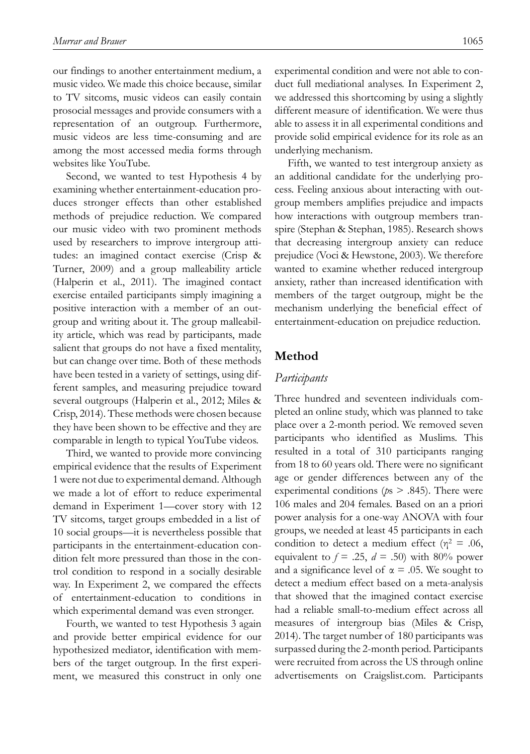our findings to another entertainment medium, a music video. We made this choice because, similar to TV sitcoms, music videos can easily contain prosocial messages and provide consumers with a representation of an outgroup. Furthermore, music videos are less time-consuming and are among the most accessed media forms through websites like YouTube.

Second, we wanted to test Hypothesis 4 by examining whether entertainment-education produces stronger effects than other established methods of prejudice reduction. We compared our music video with two prominent methods used by researchers to improve intergroup attitudes: an imagined contact exercise (Crisp & Turner, 2009) and a group malleability article (Halperin et al., 2011). The imagined contact exercise entailed participants simply imagining a positive interaction with a member of an outgroup and writing about it. The group malleability article, which was read by participants, made salient that groups do not have a fixed mentality, but can change over time. Both of these methods have been tested in a variety of settings, using different samples, and measuring prejudice toward several outgroups (Halperin et al., 2012; Miles & Crisp, 2014). These methods were chosen because they have been shown to be effective and they are comparable in length to typical YouTube videos.

Third, we wanted to provide more convincing empirical evidence that the results of Experiment 1 were not due to experimental demand. Although we made a lot of effort to reduce experimental demand in Experiment 1—cover story with 12 TV sitcoms, target groups embedded in a list of 10 social groups—it is nevertheless possible that participants in the entertainment-education condition felt more pressured than those in the control condition to respond in a socially desirable way. In Experiment 2, we compared the effects of entertainment-education to conditions in which experimental demand was even stronger.

Fourth, we wanted to test Hypothesis 3 again and provide better empirical evidence for our hypothesized mediator, identification with members of the target outgroup. In the first experiment, we measured this construct in only one experimental condition and were not able to conduct full mediational analyses. In Experiment 2, we addressed this shortcoming by using a slightly different measure of identification. We were thus able to assess it in all experimental conditions and provide solid empirical evidence for its role as an underlying mechanism.

Fifth, we wanted to test intergroup anxiety as an additional candidate for the underlying process. Feeling anxious about interacting with outgroup members amplifies prejudice and impacts how interactions with outgroup members transpire (Stephan & Stephan, 1985). Research shows that decreasing intergroup anxiety can reduce prejudice (Voci & Hewstone, 2003). We therefore wanted to examine whether reduced intergroup anxiety, rather than increased identification with members of the target outgroup, might be the mechanism underlying the beneficial effect of entertainment-education on prejudice reduction.

## Method

### *Participants*

Three hundred and seventeen individuals completed an online study, which was planned to take place over a 2-month period. We removed seven participants who identified as Muslims. This resulted in a total of 310 participants ranging from 18 to 60 years old. There were no significant age or gender differences between any of the experimental conditions ($p$s $> .845$). There were 106 males and 204 females. Based on an a priori power analysis for a one-way ANOVA with four groups, we needed at least 45 participants in each condition to detect a medium effect ($\eta^2 = .06$, equivalent to $f = .25$, $d = .50$) with 80% power and a significance level of $\alpha = .05$. We sought to detect a medium effect based on a meta-analysis that showed that the imagined contact exercise had a reliable small-to-medium effect across all measures of intergroup bias (Miles & Crisp, 2014). The target number of 180 participants was surpassed during the 2-month period. Participants were recruited from across the US through online advertisements on Craigslist.com. Participants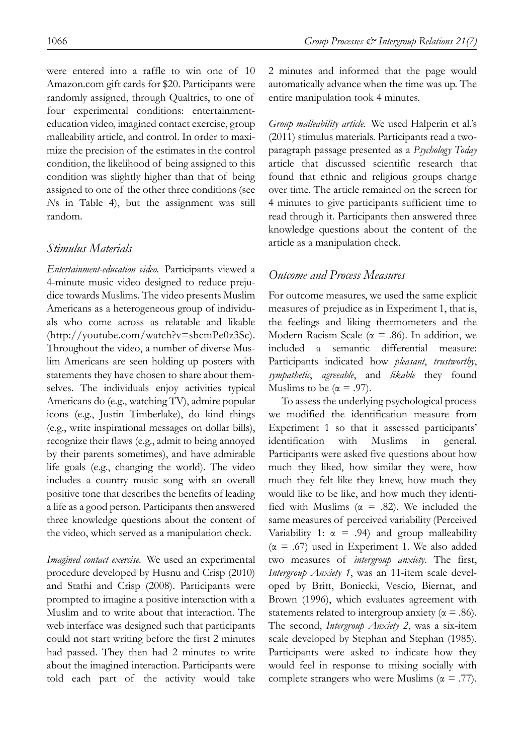were entered into a raffle to win one of 10 Amazon.com gift cards for $20. Participants were randomly assigned, through Qualtrics, to one of four experimental conditions: entertainment-education video, imagined contact exercise, group malleability article, and control. In order to maximize the precision of the estimates in the control condition, the likelihood of being assigned to this condition was slightly higher than that of being assigned to one of the other three conditions (see *N*s in Table 4), but the assignment was still random.

## *Stimulus Materials*

*Entertainment-education video.* Participants viewed a 4-minute music video designed to reduce prejudice towards Muslims. The video presents Muslim Americans as a heterogeneous group of individuals who come across as relatable and likable (http://youtube.com/watch?v=sbcmPe0z3Sc). Throughout the video, a number of diverse Muslim Americans are seen holding up posters with statements they have chosen to share about themselves. The individuals enjoy activities typical Americans do (e.g., watching TV), admire popular icons (e.g., Justin Timberlake), do kind things (e.g., write inspirational messages on dollar bills), recognize their flaws (e.g., admit to being annoyed by their parents sometimes), and have admirable life goals (e.g., changing the world). The video includes a country music song with an overall positive tone that describes the benefits of leading a life as a good person. Participants then answered three knowledge questions about the content of the video, which served as a manipulation check.

*Imagined contact exercise.* We used an experimental procedure developed by Husnu and Crisp (2010) and Stathi and Crisp (2008). Participants were prompted to imagine a positive interaction with a Muslim and to write about that interaction. The web interface was designed such that participants could not start writing before the first 2 minutes had passed. They then had 2 minutes to write about the imagined interaction. Participants were told each part of the activity would take 2 minutes and informed that the page would automatically advance when the time was up. The entire manipulation took 4 minutes.

*Group malleability article.* We used Halperin et al.'s (2011) stimulus materials. Participants read a two-paragraph passage presented as a *Psychology Today* article that discussed scientific research that found that ethnic and religious groups change over time. The article remained on the screen for 4 minutes to give participants sufficient time to read through it. Participants then answered three knowledge questions about the content of the article as a manipulation check.

## *Outcome and Process Measures*

For outcome measures, we used the same explicit measures of prejudice as in Experiment 1, that is, the feelings and liking thermometers and the Modern Racism Scale ($\alpha = .86$). In addition, we included a semantic differential measure: Participants indicated how *pleasant*, *trustworthy*, *sympathetic*, *agreeable*, and *likable* they found Muslims to be ($\alpha = .97$).

To assess the underlying psychological process we modified the identification measure from Experiment 1 so that it assessed participants' identification with Muslims in general. Participants were asked five questions about how much they liked, how similar they were, how much they felt like they knew, how much they would like to be like, and how much they identified with Muslims ($\alpha = .82$). We included the same measures of perceived variability (Perceived Variability 1: $\alpha = .94$) and group malleability ($\alpha = .67$) used in Experiment 1. We also added two measures of *intergroup anxiety*. The first, *Intergroup Anxiety 1*, was an 11-item scale developed by Britt, Boniecki, Vescio, Biernat, and Brown (1996), which evaluates agreement with statements related to intergroup anxiety ($\alpha = .86$). The second, *Intergroup Anxiety 2*, was a six-item scale developed by Stephan and Stephan (1985). Participants were asked to indicate how they would feel in response to mixing socially with complete strangers who were Muslims ($\alpha = .77$).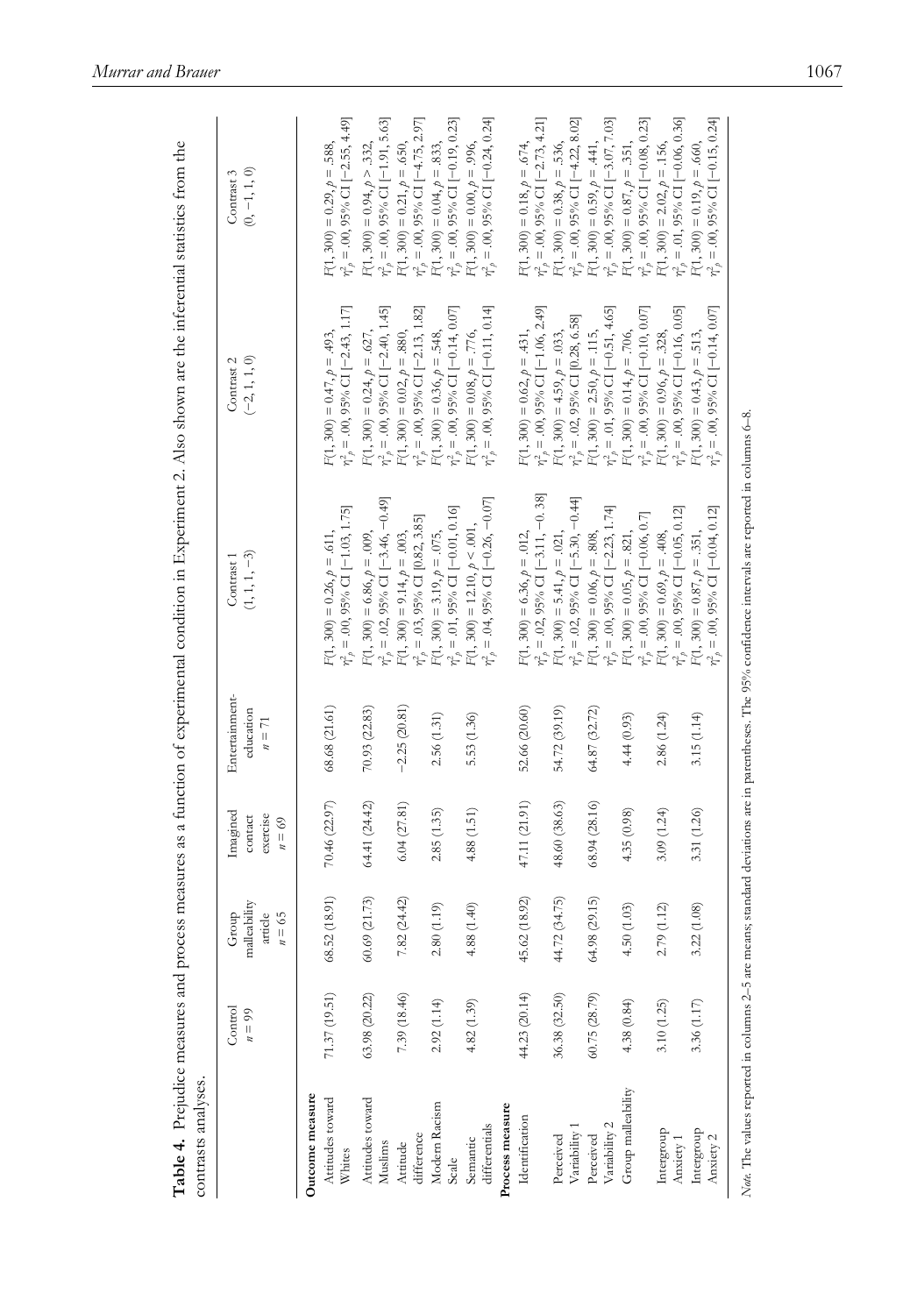**Table 4.** Prejudice measures and process measures as a function of experimental condition in Experiment 2. Also shown are the inferential statistics from the contrasts analyses.

| | Control $n = 99$ | Group malleability article $n = 65$ | Imagined contact exercise $n = 69$ | Entertainment-education $n = 71$ | Contrast 1 (1, 1, 1, −3) | Contrast 2 (−2, 1, 1, 0) | Contrast 3 (0, −1, 1, 0) |
|---|---|---|---|---|---|---|---|
| **Outcome measure** | | | | | | | |
| Attitudes toward Whites | 71.37 (19.51) | 68.52 (18.91) | 70.46 (22.97) | 68.68 (21.61) | $F(1, 300) = 0.26, p = .611$, $\eta^2_p = .00$, 95% CI [−1.03, 1.75] | $F(1, 300) = 0.47, p = .493$, $\eta^2_p = .00$, 95% CI [−2.43, 1.17] | $F(1, 300) = 0.29, p = .588$, $\eta^2_p = .00$, 95% CI [−2.55, 4.49] |
| Attitudes toward Muslims | 63.98 (20.22) | 60.69 (21.73) | 64.41 (24.42) | 70.93 (22.83) | $F(1, 300) = 6.86, p = .009$, $\eta^2_p = .02$, 95% CI [−3.46, −0.49] | $F(1, 300) = 0.24, p = .627$, $\eta^2_p = .00$, 95% CI [−2.40, 1.45] | $F(1, 300) = 0.94, p > .332$, $\eta^2_p = .00$, 95% CI [−1.91, 5.63] |
| Attitude difference | 7.39 (18.46) | 7.82 (24.42) | 6.04 (27.81) | −2.25 (20.81) | $F(1, 300) = 0.14, p = .003$, $\eta^2_p = .03$, 95% CI [0.82, 3.85] | $F(1, 300) = 0.02, p = .880$, $\eta^2_p = .00$, 95% CI [−2.13, 1.82] | $F(1, 300) = 0.21, p = .650$, $\eta^2_p = .00$, 95% CI [−4.75, 2.97] |
| Modern Racism Scale | 2.92 (1.14) | 2.80 (1.19) | 2.85 (1.35) | 2.56 (1.31) | $F(1, 300) = 3.19, p = .075$, $\eta^2_p = .01$, 95% CI [−0.01, 0.16] | $F(1, 300) = 0.36, p = .548$, $\eta^2_p = .00$, 95% CI [−0.14, 0.07] | $F(1, 300) = 0.04, p = .833$, $\eta^2_p = .00$, 95% CI [−0.19, 0.23] |
| Semantic differentials | 4.82 (1.39) | 4.88 (1.40) | 4.88 (1.51) | 5.53 (1.36) | $F(1, 300) = 12.10, p < .001$, $\eta^2_p = .04$, 95% CI [−0.26, −0.07] | $F(1, 300) = 0.08, p = .776$, $\eta^2_p = .00$, 95% CI [−0.11, 0.14] | $F(1, 300) = 0.00, p = .996$, $\eta^2_p = .00$, 95% CI [−0.24, 0.24] |
| **Process measure** | | | | | | | |
| Identification | 44.23 (20.14) | 45.62 (18.92) | 47.11 (21.91) | 52.66 (20.60) | $F(1, 300) = 6.36, p = .012$, $\eta^2_p = .02$, 95% CI [−3.11, −0.38] | $F(1, 300) = 0.62, p = .431$, $\eta^2_p = .00$, 95% CI [−1.06, 2.49] | $F(1, 300) = 0.18, p = .674$, $\eta^2_p = .00$, 95% CI [−2.73, 4.21] |
| Perceived Variability 1 | 36.38 (32.50) | 44.72 (34.75) | 48.60 (38.63) | 54.72 (39.19) | $F(1, 300) = 5.41, p = .021$, $\eta^2_p = .02$, 95% CI [−5.30, −0.44] | $F(1, 300) = 4.59, p = .033$, $\eta^2_p = .02$, 95% CI [0.28, 6.58] | $F(1, 300) = 0.38, p = .536$, $\eta^2_p = .00$, 95% CI [−4.22, 8.02] |
| Perceived Variability 2 | 60.75 (28.79) | 64.98 (29.15) | 68.94 (28.16) | 64.87 (32.72) | $F(1, 300) = 0.06, p = .808$, $\eta^2_p = .00$, 95% CI [−2.23, 1.74] | $F(1, 300) = 2.50, p = .115$, $\eta^2_p = .01$, 95% CI [−0.51, 4.65] | $F(1, 300) = 0.59, p = .441$, $\eta^2_p = .00$, 95% CI [−3.07, 7.03] |
| Group malleability | 4.38 (0.84) | 4.50 (1.03) | 4.35 (0.98) | 4.44 (0.93) | $F(1, 300) = 0.05, p = .821$, $\eta^2_p = .00$, 95% CI [−0.06, 0.7] | $F(1, 300) = 0.14, p = .706$, $\eta^2_p = .00$, 95% CI [−0.10, 0.07] | $F(1, 300) = 0.87, p = .351$, $\eta^2_p = .00$, 95% CI [−0.08, 0.23] |
| Intergroup Anxiety 1 | 3.10 (1.25) | 2.79 (1.12) | 3.09 (1.24) | 2.86 (1.24) | $F(1, 300) = 0.69, p = .408$, $\eta^2_p = .00$, 95% CI [−0.05, 0.12] | $F(1, 300) = 0.96, p = .328$, $\eta^2_p = .00$, 95% CI [−0.16, 0.05] | $F(1, 300) = 2.02, p = .156$, $\eta^2_p = .01$, 95% CI [−0.06, 0.36] |
| Intergroup Anxiety 2 | 3.36 (1.17) | 3.22 (1.08) | 3.31 (1.26) | 3.15 (1.14) | $F(1, 300) = 0.87, p = .351$, $\eta^2_p = .00$, 95% CI [−0.04, 0.12] | $F(1, 300) = 0.43, p = .513$, $\eta^2_p = .00$, 95% CI [−0.14, 0.07] | $F(1, 300) = 0.19, p = .660$, $\eta^2_p = .00$, 95% CI [−0.15, 0.24] |

*Note.* The values reported in columns 2–5 are means; standard deviations are in parentheses. The 95% confidence intervals are reported in columns 6–8.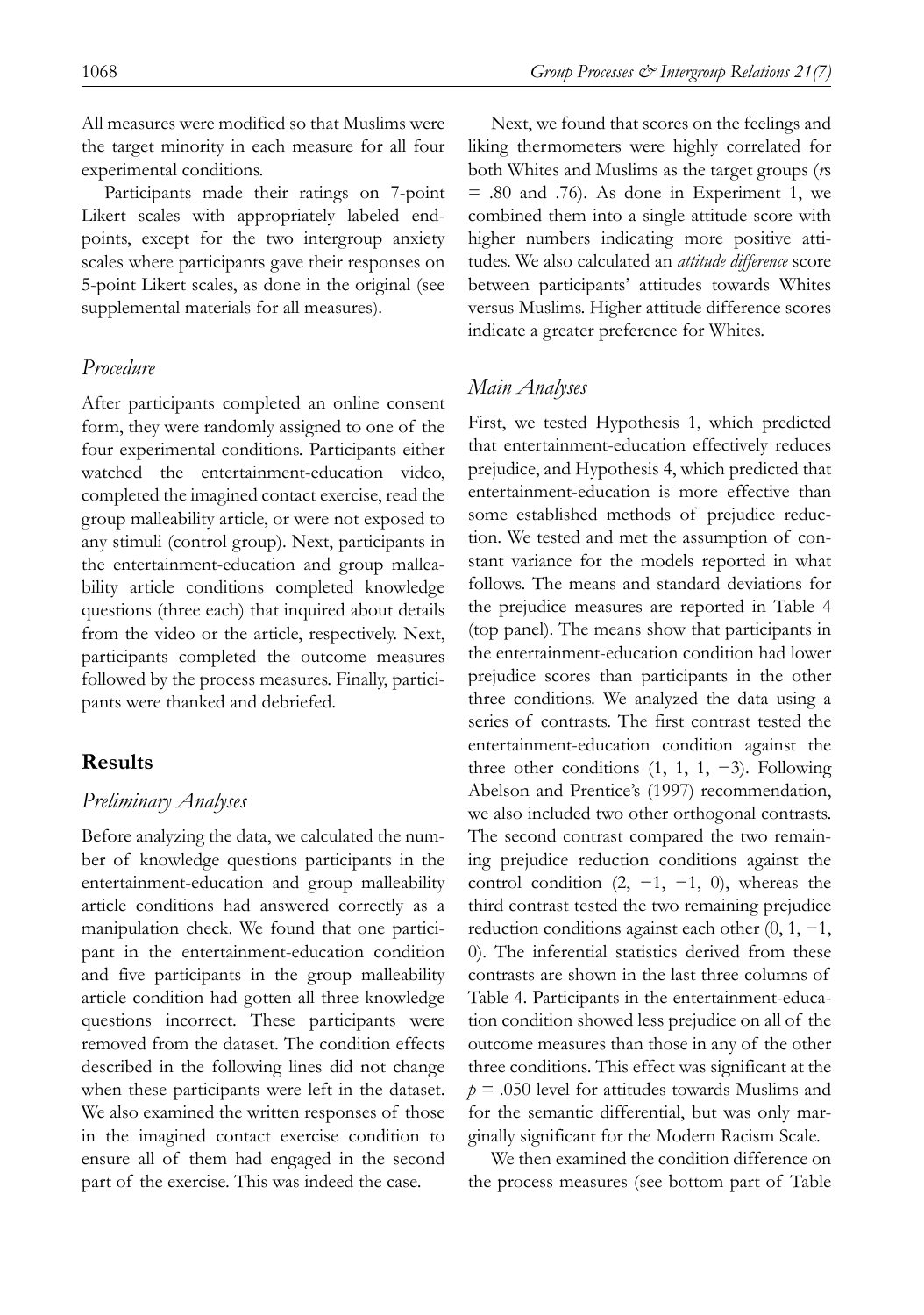All measures were modified so that Muslims were the target minority in each measure for all four experimental conditions.

Participants made their ratings on 7-point Likert scales with appropriately labeled endpoints, except for the two intergroup anxiety scales where participants gave their responses on 5-point Likert scales, as done in the original (see supplemental materials for all measures).

### *Procedure*

After participants completed an online consent form, they were randomly assigned to one of the four experimental conditions. Participants either watched the entertainment-education video, completed the imagined contact exercise, read the group malleability article, or were not exposed to any stimuli (control group). Next, participants in the entertainment-education and group malleability article conditions completed knowledge questions (three each) that inquired about details from the video or the article, respectively. Next, participants completed the outcome measures followed by the process measures. Finally, participants were thanked and debriefed.

## **Results**

### *Preliminary Analyses*

Before analyzing the data, we calculated the number of knowledge questions participants in the entertainment-education and group malleability article conditions had answered correctly as a manipulation check. We found that one participant in the entertainment-education condition and five participants in the group malleability article condition had gotten all three knowledge questions incorrect. These participants were removed from the dataset. The condition effects described in the following lines did not change when these participants were left in the dataset. We also examined the written responses of those in the imagined contact exercise condition to ensure all of them had engaged in the second part of the exercise. This was indeed the case.

Next, we found that scores on the feelings and liking thermometers were highly correlated for both Whites and Muslims as the target groups (*r*s = .80 and .76). As done in Experiment 1, we combined them into a single attitude score with higher numbers indicating more positive attitudes. We also calculated an *attitude difference* score between participants' attitudes towards Whites versus Muslims. Higher attitude difference scores indicate a greater preference for Whites.

### *Main Analyses*

First, we tested Hypothesis 1, which predicted that entertainment-education effectively reduces prejudice, and Hypothesis 4, which predicted that entertainment-education is more effective than some established methods of prejudice reduction. We tested and met the assumption of constant variance for the models reported in what follows. The means and standard deviations for the prejudice measures are reported in Table 4 (top panel). The means show that participants in the entertainment-education condition had lower prejudice scores than participants in the other three conditions. We analyzed the data using a series of contrasts. The first contrast tested the entertainment-education condition against the three other conditions (1, 1, 1, −3). Following Abelson and Prentice's (1997) recommendation, we also included two other orthogonal contrasts. The second contrast compared the two remaining prejudice reduction conditions against the control condition (2, −1, −1, 0), whereas the third contrast tested the two remaining prejudice reduction conditions against each other (0, 1, −1, 0). The inferential statistics derived from these contrasts are shown in the last three columns of Table 4. Participants in the entertainment-education condition showed less prejudice on all of the outcome measures than those in any of the other three conditions. This effect was significant at the $p = .050$ level for attitudes towards Muslims and for the semantic differential, but was only marginally significant for the Modern Racism Scale.

We then examined the condition difference on the process measures (see bottom part of Table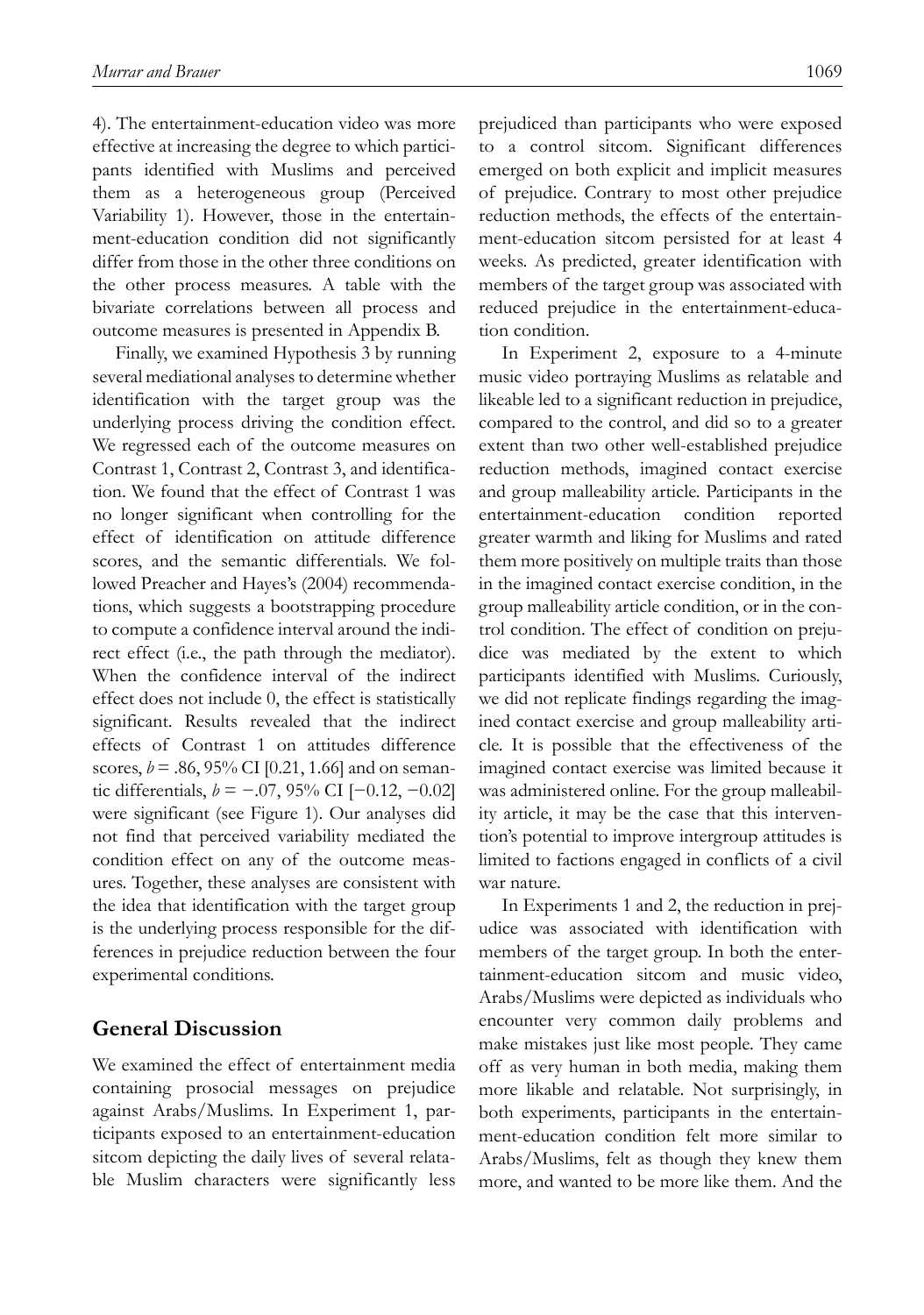4). The entertainment-education video was more effective at increasing the degree to which participants identified with Muslims and perceived them as a heterogeneous group (Perceived Variability 1). However, those in the entertainment-education condition did not significantly differ from those in the other three conditions on the other process measures. A table with the bivariate correlations between all process and outcome measures is presented in Appendix B.

Finally, we examined Hypothesis 3 by running several mediational analyses to determine whether identification with the target group was the underlying process driving the condition effect. We regressed each of the outcome measures on Contrast 1, Contrast 2, Contrast 3, and identification. We found that the effect of Contrast 1 was no longer significant when controlling for the effect of identification on attitude difference scores, and the semantic differentials. We followed Preacher and Hayes's (2004) recommendations, which suggests a bootstrapping procedure to compute a confidence interval around the indirect effect (i.e., the path through the mediator). When the confidence interval of the indirect effect does not include 0, the effect is statistically significant. Results revealed that the indirect effects of Contrast 1 on attitudes difference scores, $b = .86$, 95% CI [0.21, 1.66] and on semantic differentials, $b = -.07$, 95% CI [$-0.12$, $-0.02$] were significant (see Figure 1). Our analyses did not find that perceived variability mediated the condition effect on any of the outcome measures. Together, these analyses are consistent with the idea that identification with the target group is the underlying process responsible for the differences in prejudice reduction between the four experimental conditions.

## General Discussion

We examined the effect of entertainment media containing prosocial messages on prejudice against Arabs/Muslims. In Experiment 1, participants exposed to an entertainment-education sitcom depicting the daily lives of several relatable Muslim characters were significantly less prejudiced than participants who were exposed to a control sitcom. Significant differences emerged on both explicit and implicit measures of prejudice. Contrary to most other prejudice reduction methods, the effects of the entertainment-education sitcom persisted for at least 4 weeks. As predicted, greater identification with members of the target group was associated with reduced prejudice in the entertainment-education condition.

In Experiment 2, exposure to a 4-minute music video portraying Muslims as relatable and likeable led to a significant reduction in prejudice, compared to the control, and did so to a greater extent than two other well-established prejudice reduction methods, imagined contact exercise and group malleability article. Participants in the entertainment-education condition reported greater warmth and liking for Muslims and rated them more positively on multiple traits than those in the imagined contact exercise condition, in the group malleability article condition, or in the control condition. The effect of condition on prejudice was mediated by the extent to which participants identified with Muslims. Curiously, we did not replicate findings regarding the imagined contact exercise and group malleability article. It is possible that the effectiveness of the imagined contact exercise was limited because it was administered online. For the group malleability article, it may be the case that this intervention's potential to improve intergroup attitudes is limited to factions engaged in conflicts of a civil war nature.

In Experiments 1 and 2, the reduction in prejudice was associated with identification with members of the target group. In both the entertainment-education sitcom and music video, Arabs/Muslims were depicted as individuals who encounter very common daily problems and make mistakes just like most people. They came off as very human in both media, making them more likable and relatable. Not surprisingly, in both experiments, participants in the entertainment-education condition felt more similar to Arabs/Muslims, felt as though they knew them more, and wanted to be more like them. And the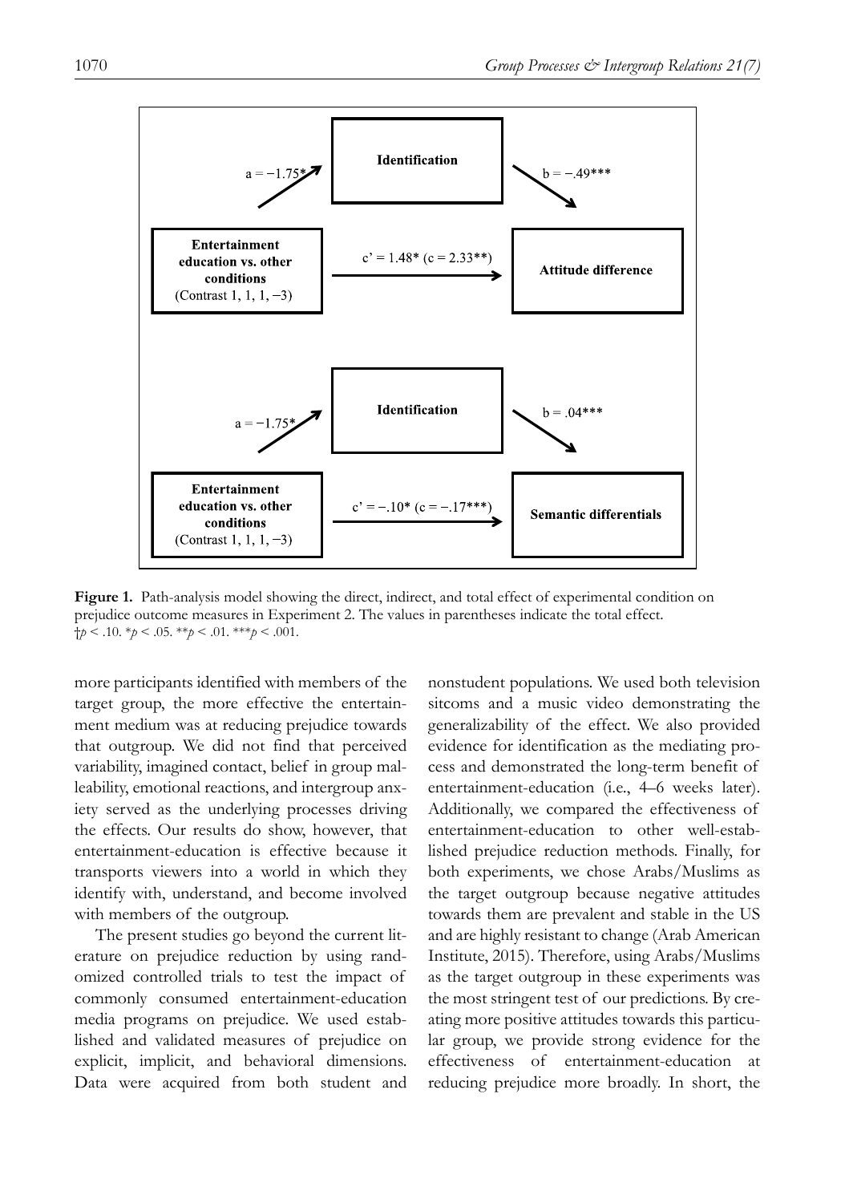**Figure 1.** Path-analysis model showing the direct, indirect, and total effect of experimental condition on prejudice outcome measures in Experiment 2. The values in parentheses indicate the total effect.
†$p < .10$. *$p < .05$. **$p < .01$. ***$p < .001$.

more participants identified with members of the target group, the more effective the entertainment medium was at reducing prejudice towards that outgroup. We did not find that perceived variability, imagined contact, belief in group malleability, emotional reactions, and intergroup anxiety served as the underlying processes driving the effects. Our results do show, however, that entertainment-education is effective because it transports viewers into a world in which they identify with, understand, and become involved with members of the outgroup.

The present studies go beyond the current literature on prejudice reduction by using randomized controlled trials to test the impact of commonly consumed entertainment-education media programs on prejudice. We used established and validated measures of prejudice on explicit, implicit, and behavioral dimensions. Data were acquired from both student and nonstudent populations. We used both television sitcoms and a music video demonstrating the generalizability of the effect. We also provided evidence for identification as the mediating process and demonstrated the long-term benefit of entertainment-education (i.e., 4–6 weeks later). Additionally, we compared the effectiveness of entertainment-education to other well-established prejudice reduction methods. Finally, for both experiments, we chose Arabs/Muslims as the target outgroup because negative attitudes towards them are prevalent and stable in the US and are highly resistant to change (Arab American Institute, 2015). Therefore, using Arabs/Muslims as the target outgroup in these experiments was the most stringent test of our predictions. By creating more positive attitudes towards this particular group, we provide strong evidence for the effectiveness of entertainment-education at reducing prejudice more broadly. In short, the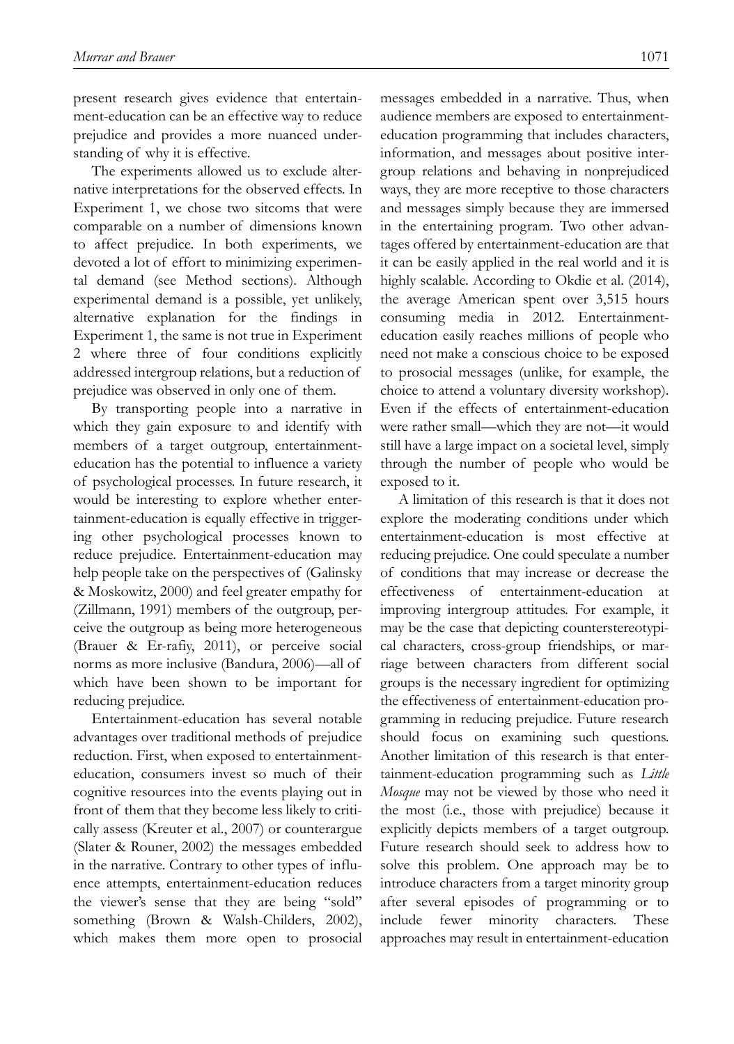present research gives evidence that entertainment-education can be an effective way to reduce prejudice and provides a more nuanced understanding of why it is effective.

The experiments allowed us to exclude alternative interpretations for the observed effects. In Experiment 1, we chose two sitcoms that were comparable on a number of dimensions known to affect prejudice. In both experiments, we devoted a lot of effort to minimizing experimental demand (see Method sections). Although experimental demand is a possible, yet unlikely, alternative explanation for the findings in Experiment 1, the same is not true in Experiment 2 where three of four conditions explicitly addressed intergroup relations, but a reduction of prejudice was observed in only one of them.

By transporting people into a narrative in which they gain exposure to and identify with members of a target outgroup, entertainment-education has the potential to influence a variety of psychological processes. In future research, it would be interesting to explore whether entertainment-education is equally effective in triggering other psychological processes known to reduce prejudice. Entertainment-education may help people take on the perspectives of (Galinsky & Moskowitz, 2000) and feel greater empathy for (Zillmann, 1991) members of the outgroup, perceive the outgroup as being more heterogeneous (Brauer & Er-rafiy, 2011), or perceive social norms as more inclusive (Bandura, 2006)—all of which have been shown to be important for reducing prejudice.

Entertainment-education has several notable advantages over traditional methods of prejudice reduction. First, when exposed to entertainment-education, consumers invest so much of their cognitive resources into the events playing out in front of them that they become less likely to critically assess (Kreuter et al., 2007) or counterargue (Slater & Rouner, 2002) the messages embedded in the narrative. Contrary to other types of influence attempts, entertainment-education reduces the viewer's sense that they are being "sold" something (Brown & Walsh-Childers, 2002), which makes them more open to prosocial messages embedded in a narrative. Thus, when audience members are exposed to entertainment-education programming that includes characters, information, and messages about positive intergroup relations and behaving in nonprejudiced ways, they are more receptive to those characters and messages simply because they are immersed in the entertaining program. Two other advantages offered by entertainment-education are that it can be easily applied in the real world and it is highly scalable. According to Okdie et al. (2014), the average American spent over 3,515 hours consuming media in 2012. Entertainment-education easily reaches millions of people who need not make a conscious choice to be exposed to prosocial messages (unlike, for example, the choice to attend a voluntary diversity workshop). Even if the effects of entertainment-education were rather small—which they are not—it would still have a large impact on a societal level, simply through the number of people who would be exposed to it.

A limitation of this research is that it does not explore the moderating conditions under which entertainment-education is most effective at reducing prejudice. One could speculate a number of conditions that may increase or decrease the effectiveness of entertainment-education at improving intergroup attitudes. For example, it may be the case that depicting counterstereotypical characters, cross-group friendships, or marriage between characters from different social groups is the necessary ingredient for optimizing the effectiveness of entertainment-education programming in reducing prejudice. Future research should focus on examining such questions. Another limitation of this research is that entertainment-education programming such as *Little Mosque* may not be viewed by those who need it the most (i.e., those with prejudice) because it explicitly depicts members of a target outgroup. Future research should seek to address how to solve this problem. One approach may be to introduce characters from a target minority group after several episodes of programming or to include fewer minority characters. These approaches may result in entertainment-education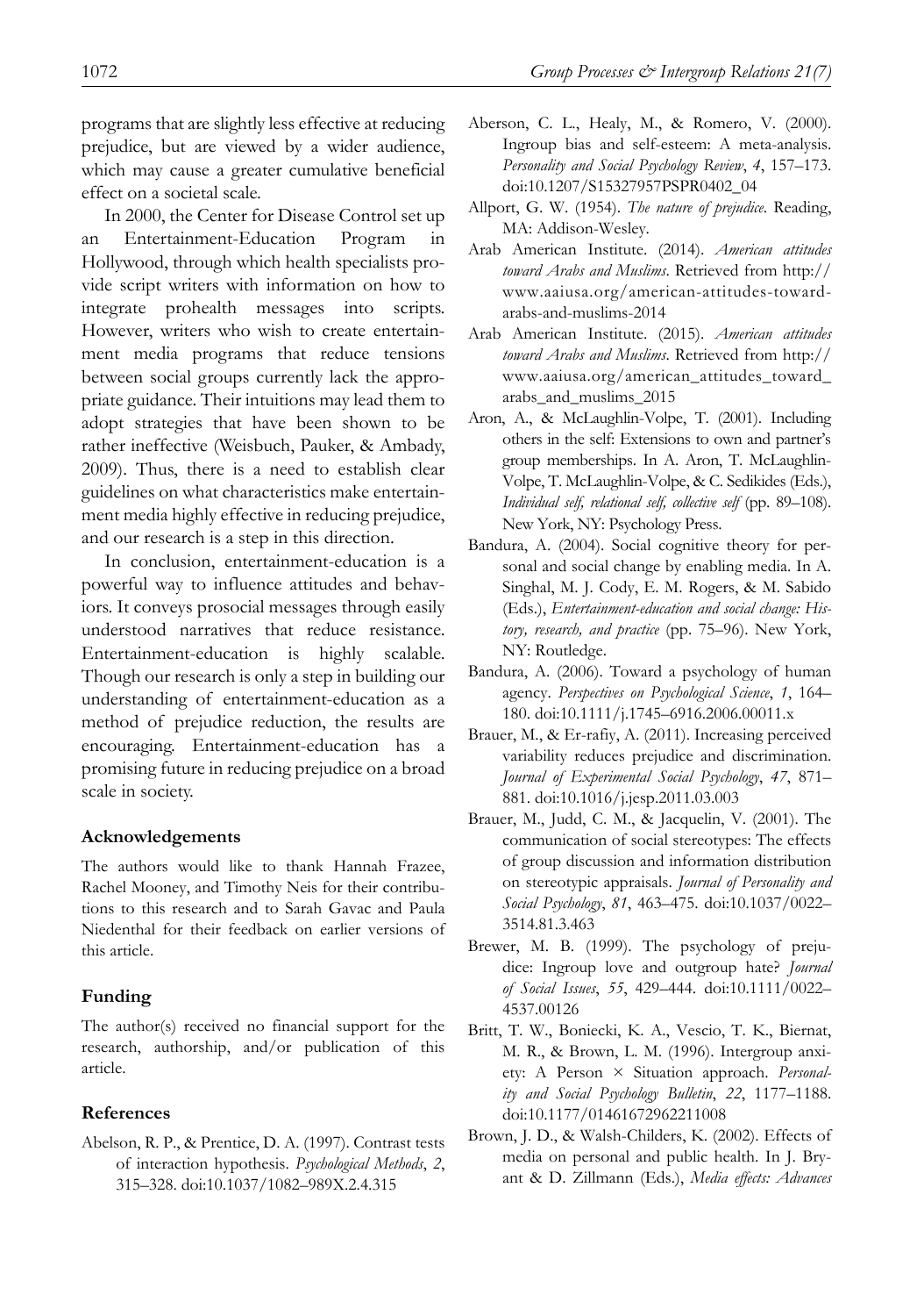programs that are slightly less effective at reducing prejudice, but are viewed by a wider audience, which may cause a greater cumulative beneficial effect on a societal scale.

In 2000, the Center for Disease Control set up an Entertainment-Education Program in Hollywood, through which health specialists provide script writers with information on how to integrate prohealth messages into scripts. However, writers who wish to create entertainment media programs that reduce tensions between social groups currently lack the appropriate guidance. Their intuitions may lead them to adopt strategies that have been shown to be rather ineffective (Weisbuch, Pauker, & Ambady, 2009). Thus, there is a need to establish clear guidelines on what characteristics make entertainment media highly effective in reducing prejudice, and our research is a step in this direction.

In conclusion, entertainment-education is a powerful way to influence attitudes and behaviors. It conveys prosocial messages through easily understood narratives that reduce resistance. Entertainment-education is highly scalable. Though our research is only a step in building our understanding of entertainment-education as a method of prejudice reduction, the results are encouraging. Entertainment-education has a promising future in reducing prejudice on a broad scale in society.

### Acknowledgements

The authors would like to thank Hannah Frazee, Rachel Mooney, and Timothy Neis for their contributions to this research and to Sarah Gavac and Paula Niedenthal for their feedback on earlier versions of this article.

### Funding

The author(s) received no financial support for the research, authorship, and/or publication of this article.

### References

Abelson, R. P., & Prentice, D. A. (1997). Contrast tests of interaction hypothesis. *Psychological Methods*, *2*, 315–328. doi:10.1037/1082–989X.2.4.315

Aberson, C. L., Healy, M., & Romero, V. (2000). Ingroup bias and self-esteem: A meta-analysis. *Personality and Social Psychology Review*, *4*, 157–173. doi:10.1207/S15327957PSPR0402_04

Allport, G. W. (1954). *The nature of prejudice*. Reading, MA: Addison-Wesley.

Arab American Institute. (2014). *American attitudes toward Arabs and Muslims*. Retrieved from http://www.aaiusa.org/american-attitudes-toward-arabs-and-muslims-2014

Arab American Institute. (2015). *American attitudes toward Arabs and Muslims*. Retrieved from http://www.aaiusa.org/american_attitudes_toward_arabs_and_muslims_2015

Aron, A., & McLaughlin-Volpe, T. (2001). Including others in the self: Extensions to own and partner's group memberships. In A. Aron, T. McLaughlin-Volpe, T. McLaughlin-Volpe, & C. Sedikides (Eds.), *Individual self, relational self, collective self* (pp. 89–108). New York, NY: Psychology Press.

Bandura, A. (2004). Social cognitive theory for personal and social change by enabling media. In A. Singhal, M. J. Cody, E. M. Rogers, & M. Sabido (Eds.), *Entertainment-education and social change: History, research, and practice* (pp. 75–96). New York, NY: Routledge.

Bandura, A. (2006). Toward a psychology of human agency. *Perspectives on Psychological Science*, *1*, 164–180. doi:10.1111/j.1745–6916.2006.00011.x

Brauer, M., & Er-rafiy, A. (2011). Increasing perceived variability reduces prejudice and discrimination. *Journal of Experimental Social Psychology*, *47*, 871–881. doi:10.1016/j.jesp.2011.03.003

Brauer, M., Judd, C. M., & Jacquelin, V. (2001). The communication of social stereotypes: The effects of group discussion and information distribution on stereotypic appraisals. *Journal of Personality and Social Psychology*, *81*, 463–475. doi:10.1037/0022–3514.81.3.463

Brewer, M. B. (1999). The psychology of prejudice: Ingroup love and outgroup hate? *Journal of Social Issues*, *55*, 429–444. doi:10.1111/0022–4537.00126

Britt, T. W., Boniecki, K. A., Vescio, T. K., Biernat, M. R., & Brown, L. M. (1996). Intergroup anxiety: A Person × Situation approach. *Personality and Social Psychology Bulletin*, *22*, 1177–1188. doi:10.1177/01461672962211008

Brown, J. D., & Walsh-Childers, K. (2002). Effects of media on personal and public health. In J. Bryant & D. Zillmann (Eds.), *Media effects: Advances*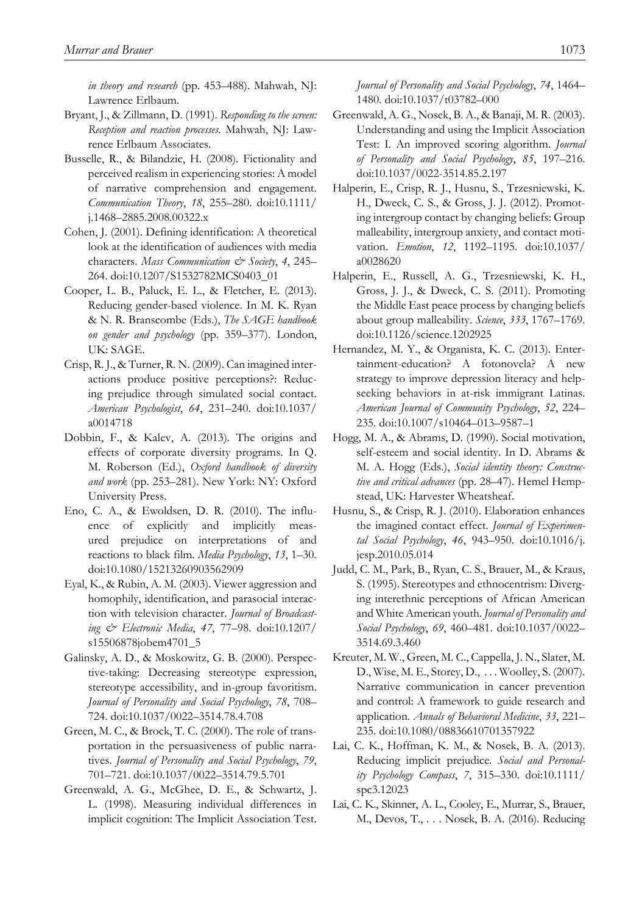*in theory and research* (pp. 453–488). Mahwah, NJ: Lawrence Erlbaum.

Bryant, J., & Zillmann, D. (1991). *Responding to the screen: Reception and reaction processes*. Mahwah, NJ: Lawrence Erlbaum Associates.

Busselle, R., & Bilandzic, H. (2008). Fictionality and perceived realism in experiencing stories: A model of narrative comprehension and engagement. *Communication Theory*, *18*, 255–280. doi:10.1111/j.1468–2885.2008.00322.x

Cohen, J. (2001). Defining identification: A theoretical look at the identification of audiences with media characters. *Mass Communication & Society*, *4*, 245–264. doi:10.1207/S1532782MCS0403_01

Cooper, L. B., Paluck, E. L., & Fletcher, E. (2013). Reducing gender-based violence. In M. K. Ryan & N. R. Branscombe (Eds.), *The SAGE handbook on gender and psychology* (pp. 359–377). London, UK: SAGE.

Crisp, R. J., & Turner, R. N. (2009). Can imagined interactions produce positive perceptions?: Reducing prejudice through simulated social contact. *American Psychologist*, *64*, 231–240. doi:10.1037/a0014718

Dobbin, F., & Kalev, A. (2013). The origins and effects of corporate diversity programs. In Q. M. Roberson (Ed.), *Oxford handbook of diversity and work* (pp. 253–281). New York: NY: Oxford University Press.

Eno, C. A., & Ewoldsen, D. R. (2010). The influence of explicitly and implicitly measured prejudice on interpretations of and reactions to black film. *Media Psychology*, *13*, 1–30. doi:10.1080/15213260903562909

Eyal, K., & Rubin, A. M. (2003). Viewer aggression and homophily, identification, and parasocial interaction with television character. *Journal of Broadcasting & Electronic Media*, *47*, 77–98. doi:10.1207/s15506878jobem4701_5

Galinsky, A. D., & Moskowitz, G. B. (2000). Perspective-taking: Decreasing stereotype expression, stereotype accessibility, and in-group favoritism. *Journal of Personality and Social Psychology*, *78*, 708–724. doi:10.1037/0022–3514.78.4.708

Green, M. C., & Brock, T. C. (2000). The role of transportation in the persuasiveness of public narratives. *Journal of Personality and Social Psychology*, *79*, 701–721. doi:10.1037/0022–3514.79.5.701

Greenwald, A. G., McGhee, D. E., & Schwartz, J. L. (1998). Measuring individual differences in implicit cognition: The Implicit Association Test. *Journal of Personality and Social Psychology*, *74*, 1464–1480. doi:10.1037/t03782–000

Greenwald, A. G., Nosek, B. A., & Banaji, M. R. (2003). Understanding and using the Implicit Association Test: I. An improved scoring algorithm. *Journal of Personality and Social Psychology*, *85*, 197–216. doi:10.1037/0022-3514.85.2.197

Halperin, E., Crisp, R. J., Husnu, S., Trzesniewski, K. H., Dweck, C. S., & Gross, J. J. (2012). Promoting intergroup contact by changing beliefs: Group malleability, intergroup anxiety, and contact motivation. *Emotion*, *12*, 1192–1195. doi:10.1037/a0028620

Halperin, E., Russell, A. G., Trzesniewski, K. H., Gross, J. J., & Dweck, C. S. (2011). Promoting the Middle East peace process by changing beliefs about group malleability. *Science*, *333*, 1767–1769. doi:10.1126/science.1202925

Hernandez, M. Y., & Organista, K. C. (2013). Entertainment-education? A fotonovela? A new strategy to improve depression literacy and help-seeking behaviors in at-risk immigrant Latinas. *American Journal of Community Psychology*, *52*, 224–235. doi:10.1007/s10464–013–9587–1

Hogg, M. A., & Abrams, D. (1990). Social motivation, self-esteem and social identity. In D. Abrams & M. A. Hogg (Eds.), *Social identity theory: Constructive and critical advances* (pp. 28–47). Hemel Hempstead, UK: Harvester Wheatsheaf.

Husnu, S., & Crisp, R. J. (2010). Elaboration enhances the imagined contact effect. *Journal of Experimental Social Psychology*, *46*, 943–950. doi:10.1016/j.jesp.2010.05.014

Judd, C. M., Park, B., Ryan, C. S., Brauer, M., & Kraus, S. (1995). Stereotypes and ethnocentrism: Diverging interethnic perceptions of African American and White American youth. *Journal of Personality and Social Psychology*, *69*, 460–481. doi:10.1037/0022–3514.69.3.460

Kreuter, M. W., Green, M. C., Cappella, J. N., Slater, M. D., Wise, M. E., Storey, D., . . . Woolley, S. (2007). Narrative communication in cancer prevention and control: A framework to guide research and application. *Annals of Behavioral Medicine*, *33*, 221–235. doi:10.1080/08836610701357922

Lai, C. K., Hoffman, K. M., & Nosek, B. A. (2013). Reducing implicit prejudice. *Social and Personality Psychology Compass*, *7*, 315–330. doi:10.1111/spc3.12023

Lai, C. K., Skinner, A. L., Cooley, E., Murrar, S., Brauer, M., Devos, T., . . . Nosek, B. A. (2016). Reducing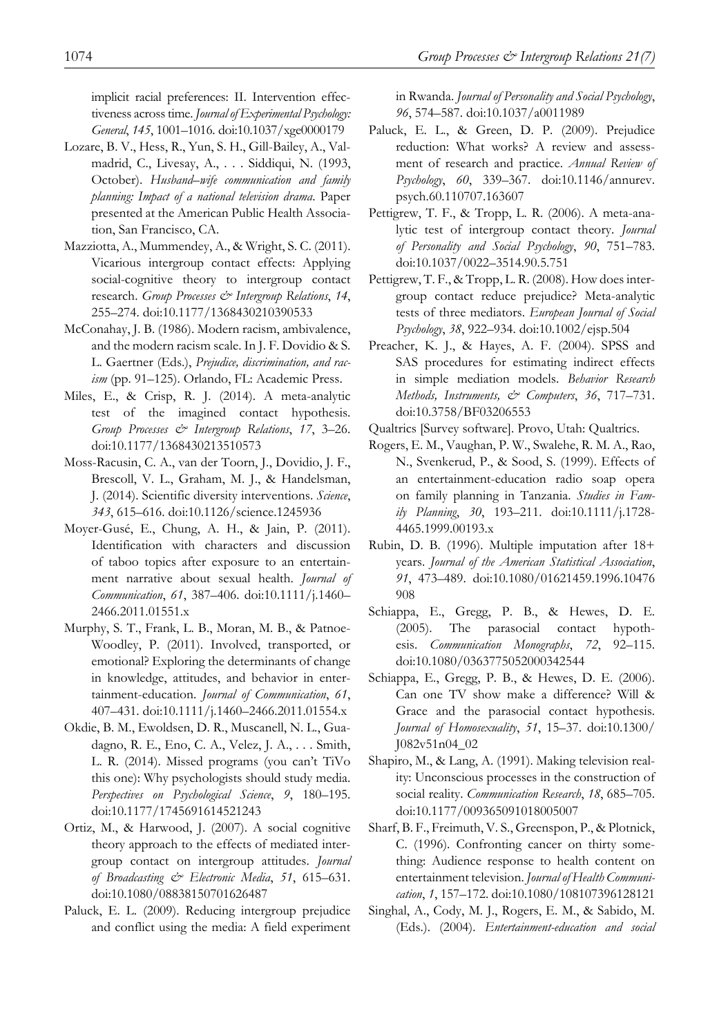implicit racial preferences: II. Intervention effectiveness across time. *Journal of Experimental Psychology: General*, *145*, 1001–1016. doi:10.1037/xge0000179

Lozare, B. V., Hess, R., Yun, S. H., Gill-Bailey, A., Valmadrid, C., Livesay, A., . . . Siddiqui, N. (1993, October). *Husband–wife communication and family planning: Impact of a national television drama*. Paper presented at the American Public Health Association, San Francisco, CA.

Mazziotta, A., Mummendey, A., & Wright, S. C. (2011). Vicarious intergroup contact effects: Applying social-cognitive theory to intergroup contact research. *Group Processes & Intergroup Relations*, *14*, 255–274. doi:10.1177/1368430210390533

McConahay, J. B. (1986). Modern racism, ambivalence, and the modern racism scale. In J. F. Dovidio & S. L. Gaertner (Eds.), *Prejudice, discrimination, and racism* (pp. 91–125). Orlando, FL: Academic Press.

Miles, E., & Crisp, R. J. (2014). A meta-analytic test of the imagined contact hypothesis. *Group Processes & Intergroup Relations*, *17*, 3–26. doi:10.1177/1368430213510573

Moss-Racusin, C. A., van der Toorn, J., Dovidio, J. F., Brescoll, V. L., Graham, M. J., & Handelsman, J. (2014). Scientific diversity interventions. *Science*, *343*, 615–616. doi:10.1126/science.1245936

Moyer-Gusé, E., Chung, A. H., & Jain, P. (2011). Identification with characters and discussion of taboo topics after exposure to an entertainment narrative about sexual health. *Journal of Communication*, *61*, 387–406. doi:10.1111/j.1460–2466.2011.01551.x

Murphy, S. T., Frank, L. B., Moran, M. B., & Patnoe-Woodley, P. (2011). Involved, transported, or emotional? Exploring the determinants of change in knowledge, attitudes, and behavior in entertainment-education. *Journal of Communication*, *61*, 407–431. doi:10.1111/j.1460–2466.2011.01554.x

Okdie, B. M., Ewoldsen, D. R., Muscanell, N. L., Guadagno, R. E., Eno, C. A., Velez, J. A., . . . Smith, L. R. (2014). Missed programs (you can't TiVo this one): Why psychologists should study media. *Perspectives on Psychological Science*, *9*, 180–195. doi:10.1177/1745691614521243

Ortiz, M., & Harwood, J. (2007). A social cognitive theory approach to the effects of mediated intergroup contact on intergroup attitudes. *Journal of Broadcasting & Electronic Media*, *51*, 615–631. doi:10.1080/08838150701626487

Paluck, E. L. (2009). Reducing intergroup prejudice and conflict using the media: A field experiment in Rwanda. *Journal of Personality and Social Psychology*, *96*, 574–587. doi:10.1037/a0011989

Paluck, E. L., & Green, D. P. (2009). Prejudice reduction: What works? A review and assessment of research and practice. *Annual Review of Psychology*, *60*, 339–367. doi:10.1146/annurev.psych.60.110707.163607

Pettigrew, T. F., & Tropp, L. R. (2006). A meta-analytic test of intergroup contact theory. *Journal of Personality and Social Psychology*, *90*, 751–783. doi:10.1037/0022–3514.90.5.751

Pettigrew, T. F., & Tropp, L. R. (2008). How does intergroup contact reduce prejudice? Meta-analytic tests of three mediators. *European Journal of Social Psychology*, *38*, 922–934. doi:10.1002/ejsp.504

Preacher, K. J., & Hayes, A. F. (2004). SPSS and SAS procedures for estimating indirect effects in simple mediation models. *Behavior Research Methods, Instruments, & Computers*, *36*, 717–731. doi:10.3758/BF03206553

Qualtrics [Survey software]. Provo, Utah: Qualtrics.

Rogers, E. M., Vaughan, P. W., Swalehe, R. M. A., Rao, N., Svenkerud, P., & Sood, S. (1999). Effects of an entertainment-education radio soap opera on family planning in Tanzania. *Studies in Family Planning*, *30*, 193–211. doi:10.1111/j.1728-4465.1999.00193.x

Rubin, D. B. (1996). Multiple imputation after 18+ years. *Journal of the American Statistical Association*, *91*, 473–489. doi:10.1080/01621459.1996.10476908

Schiappa, E., Gregg, P. B., & Hewes, D. E. (2005). The parasocial contact hypothesis. *Communication Monographs*, *72*, 92–115. doi:10.1080/0363775052000342544

Schiappa, E., Gregg, P. B., & Hewes, D. E. (2006). Can one TV show make a difference? Will & Grace and the parasocial contact hypothesis. *Journal of Homosexuality*, *51*, 15–37. doi:10.1300/J082v51n04_02

Shapiro, M., & Lang, A. (1991). Making television reality: Unconscious processes in the construction of social reality. *Communication Research*, *18*, 685–705. doi:10.1177/009365091018005007

Sharf, B. F., Freimuth, V. S., Greenspon, P., & Plotnick, C. (1996). Confronting cancer on thirty something: Audience response to health content on entertainment television. *Journal of Health Communication*, *1*, 157–172. doi:10.1080/108107396128121

Singhal, A., Cody, M. J., Rogers, E. M., & Sabido, M. (Eds.). (2004). *Entertainment-education and social*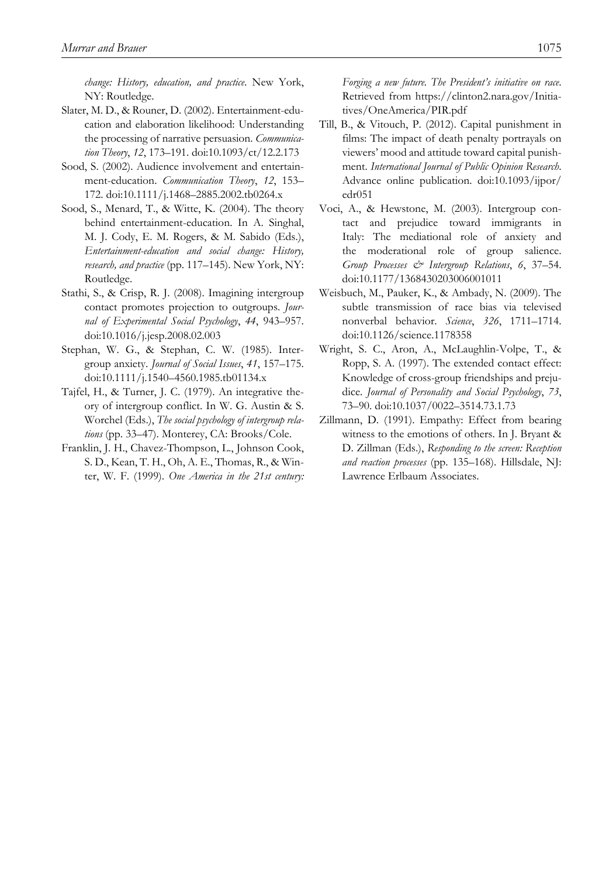*change: History, education, and practice*. New York, NY: Routledge.

Slater, M. D., & Rouner, D. (2002). Entertainment-education and elaboration likelihood: Understanding the processing of narrative persuasion. *Communication Theory*, *12*, 173–191. doi:10.1093/ct/12.2.173

Sood, S. (2002). Audience involvement and entertainment-education. *Communication Theory*, *12*, 153–172. doi:10.1111/j.1468–2885.2002.tb0264.x

Sood, S., Menard, T., & Witte, K. (2004). The theory behind entertainment-education. In A. Singhal, M. J. Cody, E. M. Rogers, & M. Sabido (Eds.), *Entertainment-education and social change: History, research, and practice* (pp. 117–145). New York, NY: Routledge.

Stathi, S., & Crisp, R. J. (2008). Imagining intergroup contact promotes projection to outgroups. *Journal of Experimental Social Psychology*, *44*, 943–957. doi:10.1016/j.jesp.2008.02.003

Stephan, W. G., & Stephan, C. W. (1985). Intergroup anxiety. *Journal of Social Issues*, *41*, 157–175. doi:10.1111/j.1540–4560.1985.tb01134.x

Tajfel, H., & Turner, J. C. (1979). An integrative theory of intergroup conflict. In W. G. Austin & S. Worchel (Eds.), *The social psychology of intergroup relations* (pp. 33–47). Monterey, CA: Brooks/Cole.

Franklin, J. H., Chavez-Thompson, L., Johnson Cook, S. D., Kean, T. H., Oh, A. E., Thomas, R., & Winter, W. F. (1999). *One America in the 21st century: Forging a new future. The President's initiative on race*. Retrieved from https://clinton2.nara.gov/Initiatives/OneAmerica/PIR.pdf

Till, B., & Vitouch, P. (2012). Capital punishment in films: The impact of death penalty portrayals on viewers' mood and attitude toward capital punishment. *International Journal of Public Opinion Research*. Advance online publication. doi:10.1093/ijpor/edr051

Voci, A., & Hewstone, M. (2003). Intergroup contact and prejudice toward immigrants in Italy: The mediational role of anxiety and the moderational role of group salience. *Group Processes & Intergroup Relations*, *6*, 37–54. doi:10.1177/1368430203006001011

Weisbuch, M., Pauker, K., & Ambady, N. (2009). The subtle transmission of race bias via televised nonverbal behavior. *Science*, *326*, 1711–1714. doi:10.1126/science.1178358

Wright, S. C., Aron, A., McLaughlin-Volpe, T., & Ropp, S. A. (1997). The extended contact effect: Knowledge of cross-group friendships and prejudice. *Journal of Personality and Social Psychology*, *73*, 73–90. doi:10.1037/0022–3514.73.1.73

Zillmann, D. (1991). Empathy: Effect from bearing witness to the emotions of others. In J. Bryant & D. Zillman (Eds.), *Responding to the screen: Reception and reaction processes* (pp. 135–168). Hillsdale, NJ: Lawrence Erlbaum Associates.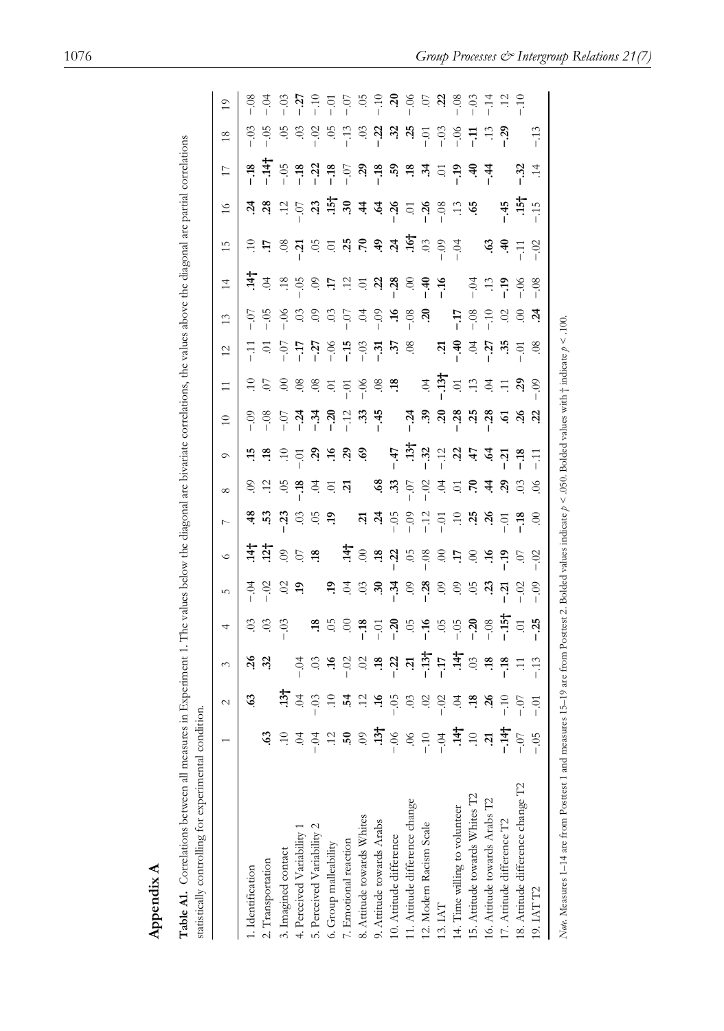# Appendix A

**Table A1.** Correlations between all measures in Experiment 1. The values below the diagonal are bivariate correlations, the values above the diagonal are partial correlations statistically controlling for experimental condition.

| | 1 | 2 | 3 | 4 | 5 | 6 | 7 | 8 | 9 | 10 | 11 | 12 | 13 | 14 | 15 | 16 | 17 | 18 | 19 |
|---|---|---|---|---|---|---|---|---|---|---|---|---|---|---|---|---|---|---|---|
| 1. Identification | | **.63** | **.26** | .03 | −.04 | **.14†** | **.48** | .09 | **.15** | −.09 | .10 | −.11 | −.07 | **.14†** | .10 | **.24** | **−.18** | −.03 | −.08 |
| 2. Transportation | **.63** | | **.32** | .03 | −.02 | **.12†** | **.53** | .12 | **.18** | −.08 | .07 | .01 | −.05 | .04 | **.17** | **.28** | **−.14†** | −.05 | −.04 |
| 3. Imagined contact | .10 | **.13†** | | −.03 | .02 | .09 | **−.23** | .05 | .10 | −.07 | .00 | −.07 | −.06 | .18 | .08 | .12 | −.05 | .05 | −.03 |
| 4. Perceived Variability 1 | .04 | .04 | −.04 | | **.19** | .07 | .03 | **−.18** | −.01 | **−.24** | .08 | **−.17** | .03 | −.05 | **−.21** | −.07 | **−.18** | .03 | **−.27** |
| 5. Perceived Variability 2 | −.04 | −.03 | .03 | **.18** | | **.18** | .05 | .04 | **.29** | **−.34** | .08 | **−.27** | .09 | .09 | .05 | **.23** | **−.22** | −.02 | −.10 |
| 6. Group malleability | .12 | .10 | **.16** | .05 | **.19** | | **.19** | .01 | **.16** | **−.20** | .01 | −.06 | .03 | **.17** | .01 | **.15†** | **−.18** | .05 | −.01 |
| 7. Emotional reaction | **.50** | **.54** | −.02 | .00 | .04 | **.14†** | | **.21** | **.29** | −.12 | −.01 | **−.15** | −.07 | .12 | **.25** | **.30** | −.07 | −.13 | −.07 |
| 8. Attitude towards Whites | .09 | .12 | .02 | **−.18** | .03 | .00 | **.21** | | **.69** | **.33** | −.06 | −.03 | .04 | .01 | **.70** | **.44** | **.29** | .03 | .05 |
| 9. Attitude towards Arabs | **.13†** | **.16** | **.18** | −.01 | **.30** | **.18** | **.24** | **.68** | | **−.45** | .08 | **−.31** | −.09 | **.22** | **.49** | **.64** | **−.18** | **−.22** | −.10 |
| 10. Attitude difference | −.06 | −.05 | **−.22** | **−.20** | **−.34** | **−.22** | −.05 | **.33** | **−.47** | | **.18** | **.37** | **.16** | **−.28** | **.24** | **−.26** | **.59** | **.32** | **.20** |
| 11. Attitude difference change | .06 | .03 | **.21** | .05 | .09 | .05 | −.09 | −.07 | **.13†** | **−.24** | | .08 | −.08 | .00 | **.16†** | .01 | **.18** | **.25** | −.06 |
| 12. Modern Racism Scale | −.10 | .02 | **−.13†** | **−.16** | **−.28** | −.08 | −.12 | −.02 | **−.32** | **.39** | .04 | | **.20** | **−.40** | .03 | **−.26** | **.34** | −.01 | .07 |
| 13. IAT | −.04 | −.02 | **−.17** | .05 | .09 | .00 | −.01 | .04 | −.12 | **.20** | **−.13†** | **.21** | | **−.16** | −.09 | −.08 | .01 | −.03 | **.22** |
| 14. Time willing to volunteer | **.14†** | .04 | **.14†** | −.05 | .09 | **.17** | .10 | .01 | **.22** | **−.28** | .01 | **−.40** | **−.17** | | −.04 | .13 | **−.19** | −.06 | −.08 |
| 15. Attitude towards Whites T2 | .10 | **.18** | .03 | **−.20** | .05 | .00 | **.25** | **.70** | **.47** | **.25** | .13 | .04 | −.08 | −.04 | | **.65** | **.40** | **−.11** | −.03 |
| 16. Attitude towards Arabs T2 | **.21** | **.26** | **.18** | −.08 | **.23** | **.16** | **.26** | **.44** | **.64** | **−.28** | .04 | **−.27** | −.10 | .13 | **.63** | | **−.44** | .13 | −.14 |
| 17. Attitude difference T2 | **−.14†** | −.10 | **−.18** | **−.15†** | **−.21** | **−.19** | −.01 | **.29** | **−.21** | **.61** | .11 | **.35** | .02 | **−.19** | **.40** | **−.45** | | **−.29** | .12 |
| 18. Attitude difference change T2 | −.07 | −.07 | .11 | .01 | −.02 | .07 | **−.18** | .03 | **−.18** | **.26** | **.29** | −.01 | .00 | −.06 | −.11 | **.15†** | **−.32** | | −.10 |
| 19. IAT T2 | −.05 | −.01 | −.13 | **−.25** | −.09 | −.02 | .00 | .06 | −.11 | **.22** | −.09 | .08 | **.24** | −.08 | −.02 | −.15 | .14 | −.13 | |

*Note.* Measures 1–14 are from Posttest 1 and measures 15–19 are from Posttest 2. Bolded values indicate $p < .050$. Bolded values with † indicate $p < .100$.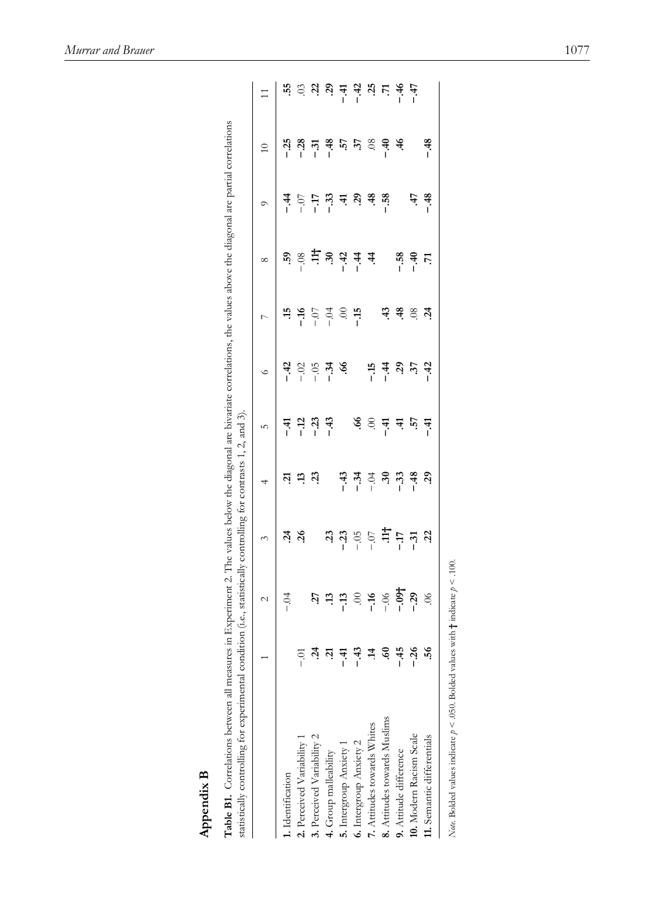## Appendix B

**Table B1.** Correlations between all measures in Experiment 2. The values below the diagonal are bivariate correlations, the values above the diagonal are partial correlations statistically controlling for experimental condition (i.e., statistically controlling for contrasts 1, 2, and 3).

| | 1 | 2 | 3 | 4 | 5 | 6 | 7 | 8 | 9 | 10 | 11 |
|---|---|---|---|---|---|---|---|---|---|---|---|
| **1.** Identification | | −.04 | **.24** | **.21** | **−.41** | **−.42** | **.15** | **.59** | **−.44** | **−.25** | **.55** |
| **2.** Perceived Variability 1 | −.01 | | **.26** | **.13** | **−.12** | −.02 | **−.16** | −.08 | −.07 | **−.28** | .03 |
| **3.** Perceived Variability 2 | **.24** | **.27** | | **.23** | **−.23** | −.05 | −.07 | **.11†** | **−.17** | **−.31** | **.22** |
| **4.** Group malleability | **.21** | **.13** | **.23** | | **−.43** | **−.34** | −.04 | **.30** | **−.33** | **−.48** | **.29** |
| **5.** Intergroup Anxiety 1 | **−.41** | **−.13** | **−.23** | **−.43** | | **.66** | .00 | **−.42** | **.41** | **.57** | **−.41** |
| **6.** Intergroup Anxiety 2 | **−.43** | .00 | −.05 | **−.34** | **.66** | | **−.15** | **−.44** | **.29** | **.37** | **−.42** |
| **7.** Attitudes towards Whites | **.14** | **−.16** | −.07 | −.04 | .00 | **−.15** | | **.44** | **.48** | .08 | **.25** |
| **8.** Attitudes towards Muslims | **.60** | −.06 | **.11†** | **.30** | **−.41** | **−.44** | **.43** | | **−.58** | **−.40** | **.71** |
| **9.** Attitude difference | **−.45** | **−.09†** | **−.17** | **−.33** | **.41** | **.29** | **.48** | **−.58** | | **.46** | **−.46** |
| **10.** Modern Racism Scale | **−.26** | **−.29** | **−.31** | **−.48** | **.57** | **.37** | .08 | **−.40** | **.47** | | **−.47** |
| **11.** Semantic differentials | **.56** | .06 | **.22** | **.29** | **−.41** | **−.42** | **.24** | **.71** | **−.48** | **−.48** | |

*Note.* Bolded values indicate $p < .050$. Bolded values with † indicate $p < .100$.